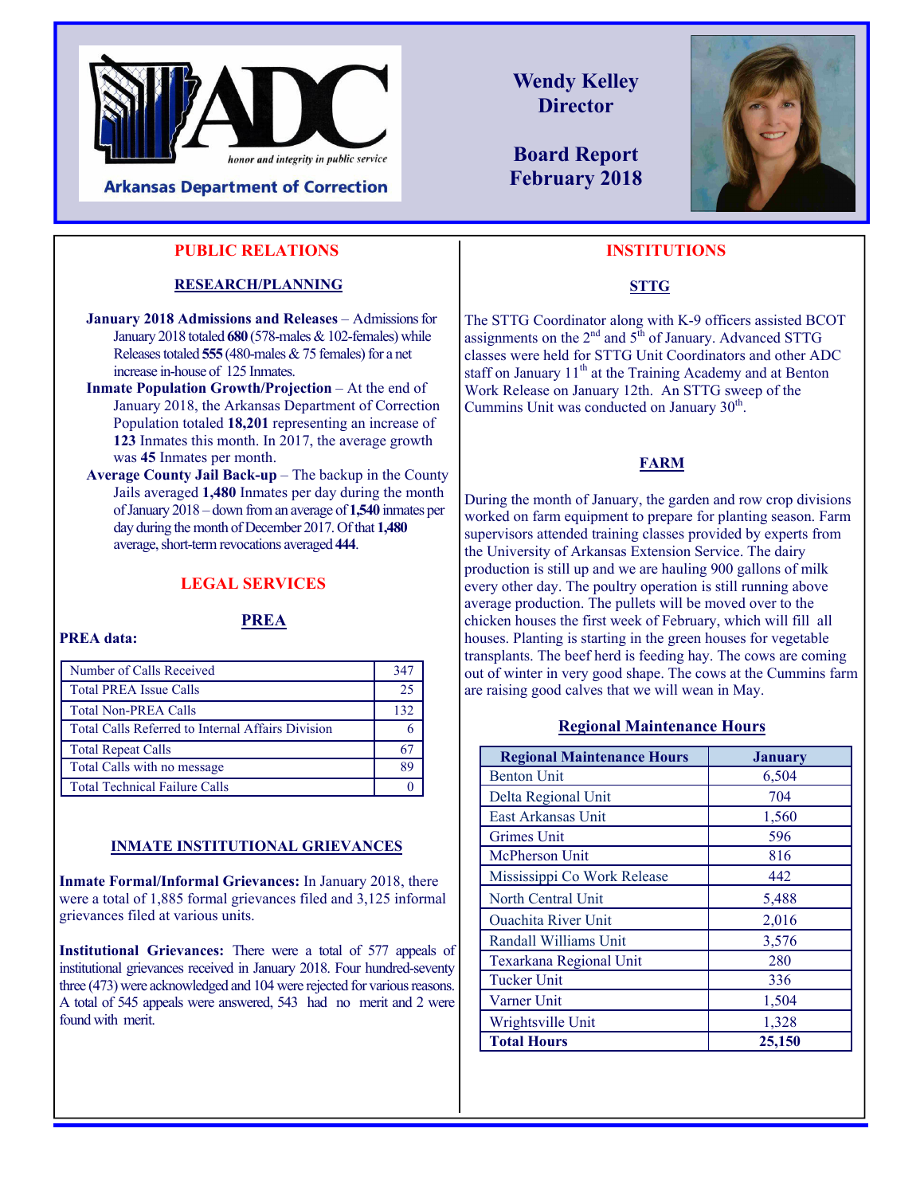Arkansas Department of Correction

*honor and integrity in public service*

# Wendy Kelley
# Director

# Board Report
# February 2018

## PUBLIC RELATIONS

### RESEARCH/PLANNING

**January 2018 Admissions and Releases** – Admissions for January 2018 totaled **680** (578-males & 102-females) while Releases totaled **555** (480-males & 75 females) for a net increase in-house of 125 Inmates.

**Inmate Population Growth/Projection** – At the end of January 2018, the Arkansas Department of Correction Population totaled **18,201** representing an increase of **123** Inmates this month. In 2017, the average growth was **45** Inmates per month.

**Average County Jail Back-up** – The backup in the County Jails averaged **1,480** Inmates per day during the month of January 2018 – down from an average of **1,540** inmates per day during the month of December 2017. Of that **1,480** average, short-term revocations averaged **444**.

## LEGAL SERVICES

### PREA

**PREA data:**

| Number of Calls Received | 347 |
|---|---|
| Total PREA Issue Calls | 25 |
| Total Non-PREA Calls | 132 |
| Total Calls Referred to Internal Affairs Division | 6 |
| Total Repeat Calls | 67 |
| Total Calls with no message | 89 |
| Total Technical Failure Calls | 0 |

### INMATE INSTITUTIONAL GRIEVANCES

**Inmate Formal/Informal Grievances:** In January 2018, there were a total of 1,885 formal grievances filed and 3,125 informal grievances filed at various units.

**Institutional Grievances:** There were a total of 577 appeals of institutional grievances received in January 2018. Four hundred-seventy three (473) were acknowledged and 104 were rejected for various reasons. A total of 545 appeals were answered, 543 had no merit and 2 were found with merit.

## INSTITUTIONS

### STTG

The STTG Coordinator along with K-9 officers assisted BCOT assignments on the 2nd and 5th of January. Advanced STTG classes were held for STTG Unit Coordinators and other ADC staff on January 11th at the Training Academy and at Benton Work Release on January 12th. An STTG sweep of the Cummins Unit was conducted on January 30th.

### FARM

During the month of January, the garden and row crop divisions worked on farm equipment to prepare for planting season. Farm supervisors attended training classes provided by experts from the University of Arkansas Extension Service. The dairy production is still up and we are hauling 900 gallons of milk every other day. The poultry operation is still running above average production. The pullets will be moved over to the chicken houses the first week of February, which will fill all houses. Planting is starting in the green houses for vegetable transplants. The beef herd is feeding hay. The cows are coming out of winter in very good shape. The cows at the Cummins farm are raising good calves that we will wean in May.

### Regional Maintenance Hours

| Regional Maintenance Hours | January |
|---|---|
| Benton Unit | 6,504 |
| Delta Regional Unit | 704 |
| East Arkansas Unit | 1,560 |
| Grimes Unit | 596 |
| McPherson Unit | 816 |
| Mississippi Co Work Release | 442 |
| North Central Unit | 5,488 |
| Ouachita River Unit | 2,016 |
| Randall Williams Unit | 3,576 |
| Texarkana Regional Unit | 280 |
| Tucker Unit | 336 |
| Varner Unit | 1,504 |
| Wrightsville Unit | 1,328 |
| **Total Hours** | **25,150** |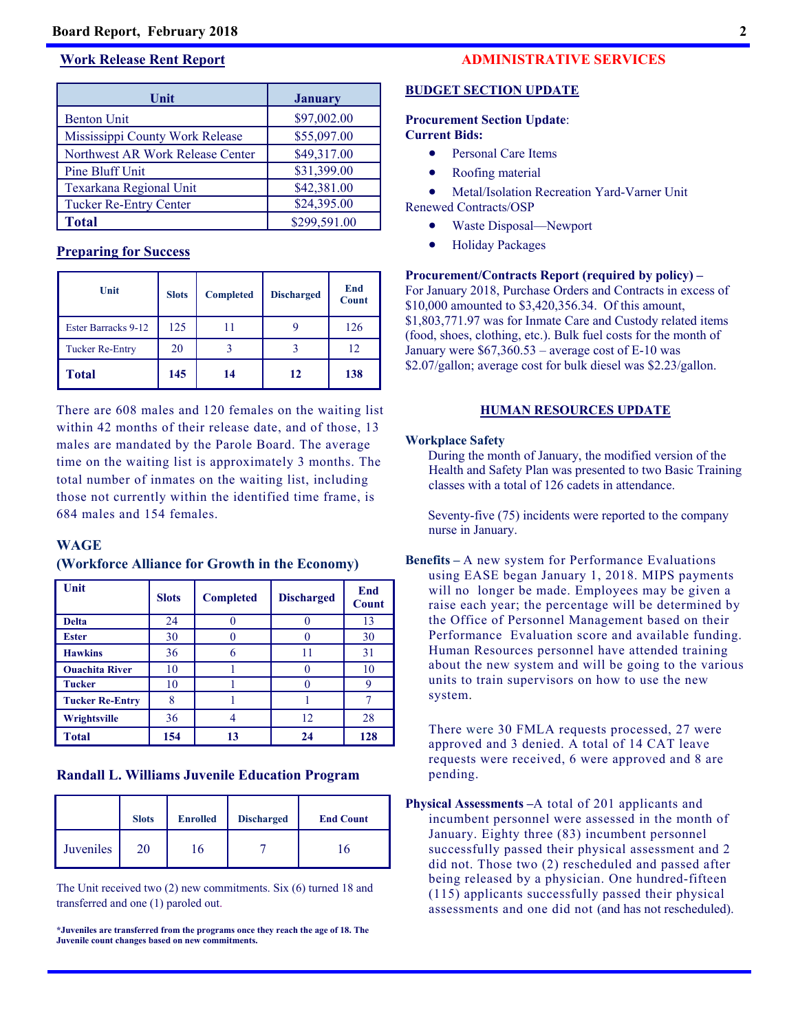## Work Release Rent Report

| Unit | January |
|---|---|
| Benton Unit | $97,002.00 |
| Mississippi County Work Release | $55,097.00 |
| Northwest AR Work Release Center | $49,317.00 |
| Pine Bluff Unit | $31,399.00 |
| Texarkana Regional Unit | $42,381.00 |
| Tucker Re-Entry Center | $24,395.00 |
| **Total** | $299,591.00 |

## Preparing for Success

| Unit | Slots | Completed | Discharged | End Count |
|---|---|---|---|---|
| Ester Barracks 9-12 | 125 | 11 | 9 | 126 |
| Tucker Re-Entry | 20 | 3 | 3 | 12 |
| **Total** | **145** | **14** | **12** | **138** |

There are 608 males and 120 females on the waiting list within 42 months of their release date, and of those, 13 males are mandated by the Parole Board. The average time on the waiting list is approximately 3 months. The total number of inmates on the waiting list, including those not currently within the identified time frame, is 684 males and 154 females.

## WAGE

## (Workforce Alliance for Growth in the Economy)

| Unit | Slots | Completed | Discharged | End Count |
|---|---|---|---|---|
| **Delta** | 24 | 0 | 0 | 13 |
| **Ester** | 30 | 0 | 0 | 30 |
| **Hawkins** | 36 | 6 | 11 | 31 |
| **Ouachita River** | 10 | 1 | 0 | 10 |
| **Tucker** | 10 | 1 | 0 | 9 |
| **Tucker Re-Entry** | 8 | 1 | 1 | 7 |
| **Wrightsville** | 36 | 4 | 12 | 28 |
| **Total** | **154** | **13** | **24** | **128** |

## Randall L. Williams Juvenile Education Program

| | Slots | Enrolled | Discharged | End Count |
|---|---|---|---|---|
| Juveniles | 20 | 16 | 7 | 16 |

The Unit received two (2) new commitments. Six (6) turned 18 and transferred and one (1) paroled out.

***Juveniles are transferred from the programs once they reach the age of 18. The Juvenile count changes based on new commitments.**

# ADMINISTRATIVE SERVICES

## BUDGET SECTION UPDATE

**Procurement Section Update**:

**Current Bids:**

- Personal Care Items
- Roofing material
- Metal/Isolation Recreation Yard-Varner Unit

Renewed Contracts/OSP

- Waste Disposal—Newport
- Holiday Packages

**Procurement/Contracts Report (required by policy) –** For January 2018, Purchase Orders and Contracts in excess of $10,000 amounted to $3,420,356.34. Of this amount, $1,803,771.97 was for Inmate Care and Custody related items (food, shoes, clothing, etc.). Bulk fuel costs for the month of January were $67,360.53 – average cost of E-10 was $2.07/gallon; average cost for bulk diesel was $2.23/gallon.

## HUMAN RESOURCES UPDATE

**Workplace Safety**

During the month of January, the modified version of the Health and Safety Plan was presented to two Basic Training classes with a total of 126 cadets in attendance.

Seventy-five (75) incidents were reported to the company nurse in January.

**Benefits –** A new system for Performance Evaluations using EASE began January 1, 2018. MIPS payments will no longer be made. Employees may be given a raise each year; the percentage will be determined by the Office of Personnel Management based on their Performance Evaluation score and available funding. Human Resources personnel have attended training about the new system and will be going to the various units to train supervisors on how to use the new system.

There were 30 FMLA requests processed, 27 were approved and 3 denied. A total of 14 CAT leave requests were received, 6 were approved and 8 are pending.

**Physical Assessments –**A total of 201 applicants and incumbent personnel were assessed in the month of January. Eighty three (83) incumbent personnel successfully passed their physical assessment and 2 did not. Those two (2) rescheduled and passed after being released by a physician. One hundred-fifteen (115) applicants successfully passed their physical assessments and one did not (and has not rescheduled).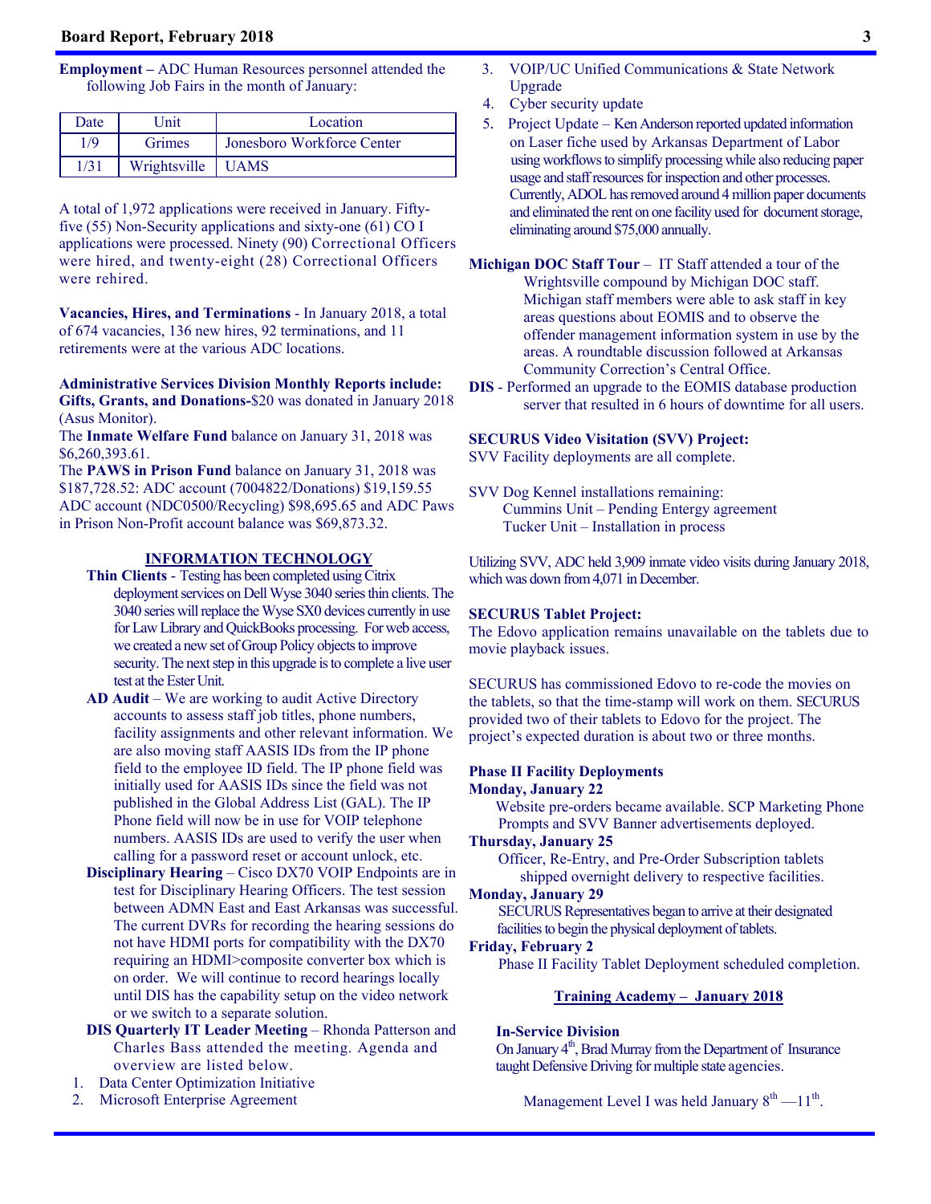**Employment –** ADC Human Resources personnel attended the following Job Fairs in the month of January:

| Date | Unit | Location |
|---|---|---|
| 1/9 | Grimes | Jonesboro Workforce Center |
| 1/31 | Wrightsville | UAMS |

A total of 1,972 applications were received in January. Fifty-five (55) Non-Security applications and sixty-one (61) CO I applications were processed. Ninety (90) Correctional Officers were hired, and twenty-eight (28) Correctional Officers were rehired.

**Vacancies, Hires, and Terminations** - In January 2018, a total of 674 vacancies, 136 new hires, 92 terminations, and 11 retirements were at the various ADC locations.

**Administrative Services Division Monthly Reports include:**
**Gifts, Grants, and Donations-**$20 was donated in January 2018 (Asus Monitor).

The **Inmate Welfare Fund** balance on January 31, 2018 was $6,260,393.61.

The **PAWS in Prison Fund** balance on January 31, 2018 was $187,728.52: ADC account (7004822/Donations) $19,159.55 ADC account (NDC0500/Recycling) $98,695.65 and ADC Paws in Prison Non-Profit account balance was $69,873.32.

## INFORMATION TECHNOLOGY

**Thin Clients** - Testing has been completed using Citrix deployment services on Dell Wyse 3040 series thin clients. The 3040 series will replace the Wyse SX0 devices currently in use for Law Library and QuickBooks processing. For web access, we created a new set of Group Policy objects to improve security. The next step in this upgrade is to complete a live user test at the Ester Unit.

**AD Audit** – We are working to audit Active Directory accounts to assess staff job titles, phone numbers, facility assignments and other relevant information. We are also moving staff AASIS IDs from the IP phone field to the employee ID field. The IP phone field was initially used for AASIS IDs since the field was not published in the Global Address List (GAL). The IP Phone field will now be in use for VOIP telephone numbers. AASIS IDs are used to verify the user when calling for a password reset or account unlock, etc.

**Disciplinary Hearing** – Cisco DX70 VOIP Endpoints are in test for Disciplinary Hearing Officers. The test session between ADMN East and East Arkansas was successful. The current DVRs for recording the hearing sessions do not have HDMI ports for compatibility with the DX70 requiring an HDMI>composite converter box which is on order. We will continue to record hearings locally until DIS has the capability setup on the video network or we switch to a separate solution.

**DIS Quarterly IT Leader Meeting** – Rhonda Patterson and Charles Bass attended the meeting. Agenda and overview are listed below.

1. Data Center Optimization Initiative
2. Microsoft Enterprise Agreement
3. VOIP/UC Unified Communications & State Network Upgrade
4. Cyber security update
5. Project Update – Ken Anderson reported updated information on Laser fiche used by Arkansas Department of Labor using workflows to simplify processing while also reducing paper usage and staff resources for inspection and other processes. Currently, ADOL has removed around 4 million paper documents and eliminated the rent on one facility used for document storage, eliminating around $75,000 annually.

**Michigan DOC Staff Tour** – IT Staff attended a tour of the Wrightsville compound by Michigan DOC staff. Michigan staff members were able to ask staff in key areas questions about EOMIS and to observe the offender management information system in use by the areas. A roundtable discussion followed at Arkansas Community Correction's Central Office.

**DIS** - Performed an upgrade to the EOMIS database production server that resulted in 6 hours of downtime for all users.

**SECURUS Video Visitation (SVV) Project:**
SVV Facility deployments are all complete.

SVV Dog Kennel installations remaining:
Cummins Unit – Pending Entergy agreement
Tucker Unit – Installation in process

Utilizing SVV, ADC held 3,909 inmate video visits during January 2018, which was down from 4,071 in December.

**SECURUS Tablet Project:**
The Edovo application remains unavailable on the tablets due to movie playback issues.

SECURUS has commissioned Edovo to re-code the movies on the tablets, so that the time-stamp will work on them. SECURUS provided two of their tablets to Edovo for the project. The project's expected duration is about two or three months.

**Phase II Facility Deployments**

**Monday, January 22**
Website pre-orders became available. SCP Marketing Phone Prompts and SVV Banner advertisements deployed.

**Thursday, January 25**
Officer, Re-Entry, and Pre-Order Subscription tablets shipped overnight delivery to respective facilities.

**Monday, January 29**
SECURUS Representatives began to arrive at their designated facilities to begin the physical deployment of tablets.

**Friday, February 2**
Phase II Facility Tablet Deployment scheduled completion.

## Training Academy – January 2018

**In-Service Division**

On January 4th, Brad Murray from the Department of Insurance taught Defensive Driving for multiple state agencies.

Management Level I was held January 8th —11th.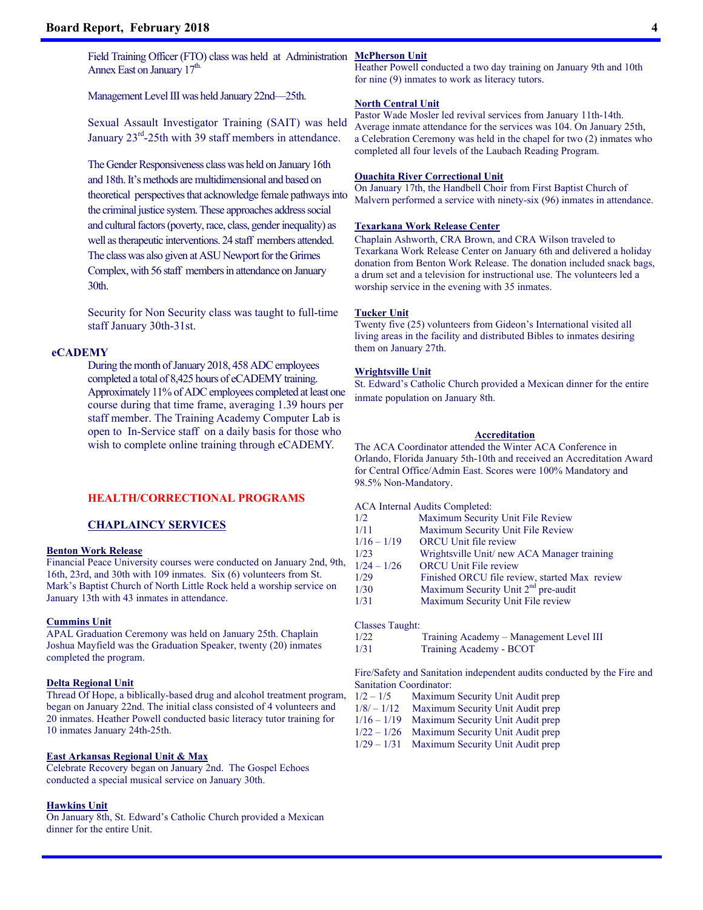Field Training Officer (FTO) class was held at Administration Annex East on January 17th.

Management Level III was held January 22nd—25th.

Sexual Assault Investigator Training (SAIT) was held January 23rd-25th with 39 staff members in attendance.

The Gender Responsiveness class was held on January 16th and 18th. It's methods are multidimensional and based on theoretical perspectives that acknowledge female pathways into the criminal justice system. These approaches address social and cultural factors (poverty, race, class, gender inequality) as well as therapeutic interventions. 24 staff members attended. The class was also given at ASU Newport for the Grimes Complex, with 56 staff members in attendance on January 30th.

Security for Non Security class was taught to full-time staff January 30th-31st.

**eCADEMY**

During the month of January 2018, 458 ADC employees completed a total of 8,425 hours of eCADEMY training. Approximately 11% of ADC employees completed at least one course during that time frame, averaging 1.39 hours per staff member. The Training Academy Computer Lab is open to In-Service staff on a daily basis for those who wish to complete online training through eCADEMY.

## HEALTH/CORRECTIONAL PROGRAMS

### CHAPLAINCY SERVICES

**Benton Work Release**

Financial Peace University courses were conducted on January 2nd, 9th, 16th, 23rd, and 30th with 109 inmates. Six (6) volunteers from St. Mark's Baptist Church of North Little Rock held a worship service on January 13th with 43 inmates in attendance.

**Cummins Unit**

APAL Graduation Ceremony was held on January 25th. Chaplain Joshua Mayfield was the Graduation Speaker, twenty (20) inmates completed the program.

**Delta Regional Unit**

Thread Of Hope, a biblically-based drug and alcohol treatment program, began on January 22nd. The initial class consisted of 4 volunteers and 20 inmates. Heather Powell conducted basic literacy tutor training for 10 inmates January 24th-25th.

**East Arkansas Regional Unit & Max**

Celebrate Recovery began on January 2nd. The Gospel Echoes conducted a special musical service on January 30th.

**Hawkins Unit**

On January 8th, St. Edward's Catholic Church provided a Mexican dinner for the entire Unit.

**McPherson Unit**

Heather Powell conducted a two day training on January 9th and 10th for nine (9) inmates to work as literacy tutors.

**North Central Unit**

Pastor Wade Mosler led revival services from January 11th-14th. Average inmate attendance for the services was 104. On January 25th, a Celebration Ceremony was held in the chapel for two (2) inmates who completed all four levels of the Laubach Reading Program.

**Ouachita River Correctional Unit**

On January 17th, the Handbell Choir from First Baptist Church of Malvern performed a service with ninety-six (96) inmates in attendance.

**Texarkana Work Release Center**

Chaplain Ashworth, CRA Brown, and CRA Wilson traveled to Texarkana Work Release Center on January 6th and delivered a holiday donation from Benton Work Release. The donation included snack bags, a drum set and a television for instructional use. The volunteers led a worship service in the evening with 35 inmates.

**Tucker Unit**

Twenty five (25) volunteers from Gideon's International visited all living areas in the facility and distributed Bibles to inmates desiring them on January 27th.

**Wrightsville Unit**

St. Edward's Catholic Church provided a Mexican dinner for the entire inmate population on January 8th.

### Accreditation

The ACA Coordinator attended the Winter ACA Conference in Orlando, Florida January 5th-10th and received an Accreditation Award for Central Office/Admin East. Scores were 100% Mandatory and 98.5% Non-Mandatory.

ACA Internal Audits Completed:

| | |
|---|---|
| 1/2 | Maximum Security Unit File Review |
| 1/11 | Maximum Security Unit File Review |
| 1/16 – 1/19 | ORCU Unit file review |
| 1/23 | Wrightsville Unit/ new ACA Manager training |
| 1/24 – 1/26 | ORCU Unit File review |
| 1/29 | Finished ORCU file review, started Max review |
| 1/30 | Maximum Security Unit 2nd pre-audit |
| 1/31 | Maximum Security Unit File review |

Classes Taught:

| | |
|---|---|
| 1/22 | Training Academy – Management Level III |
| 1/31 | Training Academy - BCOT |

Fire/Safety and Sanitation independent audits conducted by the Fire and Sanitation Coordinator:

| | |
|---|---|
| 1/2 – 1/5 | Maximum Security Unit Audit prep |
| 1/8/ – 1/12 | Maximum Security Unit Audit prep |
| 1/16 – 1/19 | Maximum Security Unit Audit prep |
| 1/22 – 1/26 | Maximum Security Unit Audit prep |
| 1/29 – 1/31 | Maximum Security Unit Audit prep |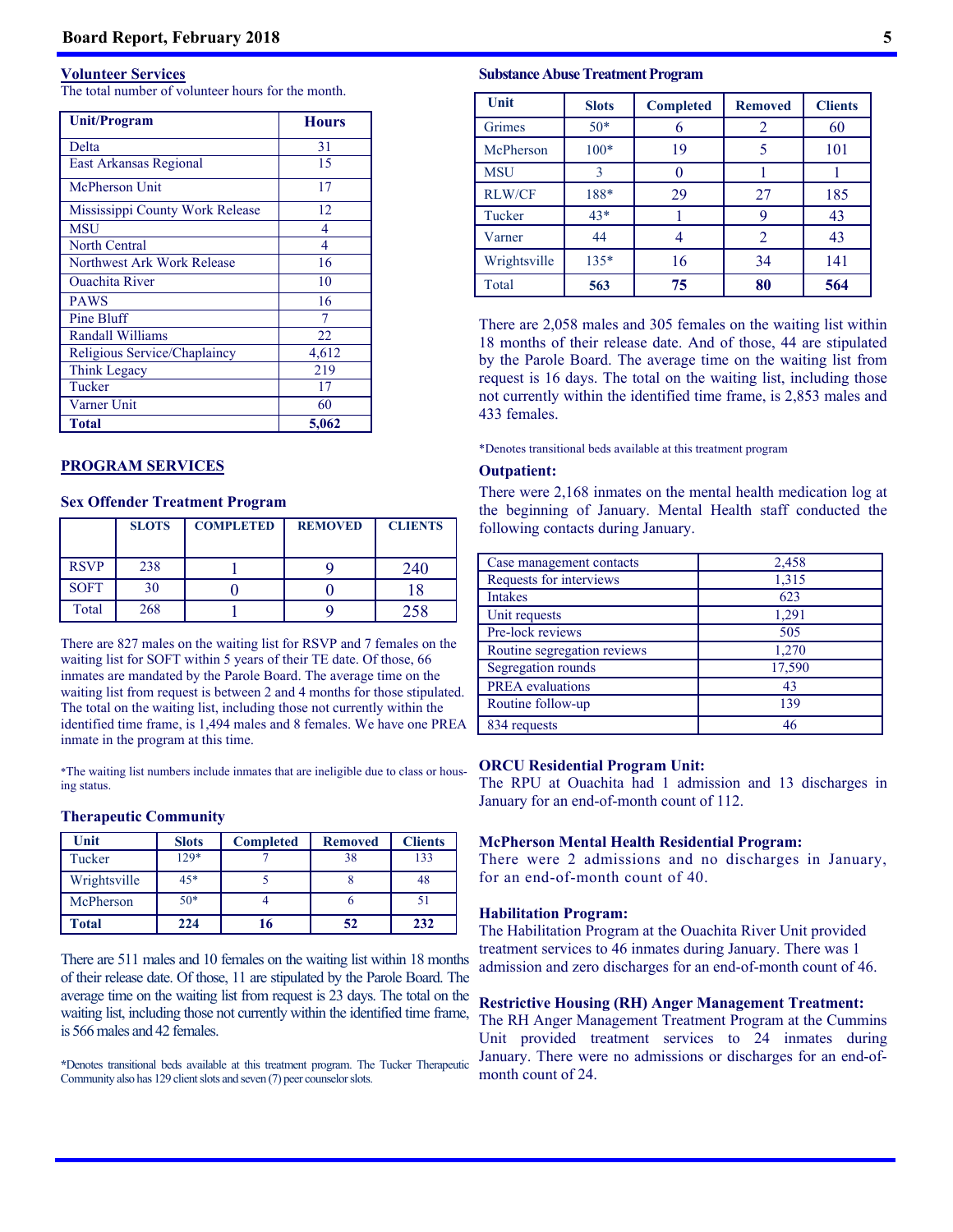## Volunteer Services

The total number of volunteer hours for the month.

| Unit/Program | Hours |
|---|---|
| Delta | 31 |
| East Arkansas Regional | 15 |
| McPherson Unit | 17 |
| Mississippi County Work Release | 12 |
| MSU | 4 |
| North Central | 4 |
| Northwest Ark Work Release | 16 |
| Ouachita River | 10 |
| PAWS | 16 |
| Pine Bluff | 7 |
| Randall Williams | 22 |
| Religious Service/Chaplaincy | 4,612 |
| Think Legacy | 219 |
| Tucker | 17 |
| Varner Unit | 60 |
| **Total** | **5,062** |

## PROGRAM SERVICES

### Sex Offender Treatment Program

| | SLOTS | COMPLETED | REMOVED | CLIENTS |
|---|---|---|---|---|
| RSVP | 238 | 1 | 9 | 240 |
| SOFT | 30 | 0 | 0 | 18 |
| Total | 268 | 1 | 9 | 258 |

There are 827 males on the waiting list for RSVP and 7 females on the waiting list for SOFT within 5 years of their TE date. Of those, 66 inmates are mandated by the Parole Board. The average time on the waiting list from request is between 2 and 4 months for those stipulated. The total on the waiting list, including those not currently within the identified time frame, is 1,494 males and 8 females. We have one PREA inmate in the program at this time.

*The waiting list numbers include inmates that are ineligible due to class or housing status.

### Therapeutic Community

| Unit | Slots | Completed | Removed | Clients |
|---|---|---|---|---|
| Tucker | 129* | 7 | 38 | 133 |
| Wrightsville | 45* | 5 | 8 | 48 |
| McPherson | 50* | 4 | 6 | 51 |
| **Total** | **224** | **16** | **52** | **232** |

There are 511 males and 10 females on the waiting list within 18 months of their release date. Of those, 11 are stipulated by the Parole Board. The average time on the waiting list from request is 23 days. The total on the waiting list, including those not currently within the identified time frame, is 566 males and 42 females.

*Denotes transitional beds available at this treatment program. The Tucker Therapeutic Community also has 129 client slots and seven (7) peer counselor slots.

### Substance Abuse Treatment Program

| Unit | Slots | Completed | Removed | Clients |
|---|---|---|---|---|
| Grimes | 50* | 6 | 2 | 60 |
| McPherson | 100* | 19 | 5 | 101 |
| MSU | 3 | 0 | 1 | 1 |
| RLW/CF | 188* | 29 | 27 | 185 |
| Tucker | 43* | 1 | 9 | 43 |
| Varner | 44 | 4 | 2 | 43 |
| Wrightsville | 135* | 16 | 34 | 141 |
| Total | **563** | **75** | **80** | **564** |

There are 2,058 males and 305 females on the waiting list within 18 months of their release date. And of those, 44 are stipulated by the Parole Board. The average time on the waiting list from request is 16 days. The total on the waiting list, including those not currently within the identified time frame, is 2,853 males and 433 females.

*Denotes transitional beds available at this treatment program

### Outpatient:

There were 2,168 inmates on the mental health medication log at the beginning of January. Mental Health staff conducted the following contacts during January.

| | |
|---|---|
| Case management contacts | 2,458 |
| Requests for interviews | 1,315 |
| Intakes | 623 |
| Unit requests | 1,291 |
| Pre-lock reviews | 505 |
| Routine segregation reviews | 1,270 |
| Segregation rounds | 17,590 |
| PREA evaluations | 43 |
| Routine follow-up | 139 |
| 834 requests | 46 |

### ORCU Residential Program Unit:

The RPU at Ouachita had 1 admission and 13 discharges in January for an end-of-month count of 112.

### McPherson Mental Health Residential Program:

There were 2 admissions and no discharges in January, for an end-of-month count of 40.

### Habilitation Program:

The Habilitation Program at the Ouachita River Unit provided treatment services to 46 inmates during January. There was 1 admission and zero discharges for an end-of-month count of 46.

### Restrictive Housing (RH) Anger Management Treatment:

The RH Anger Management Treatment Program at the Cummins Unit provided treatment services to 24 inmates during January. There were no admissions or discharges for an end-of-month count of 24.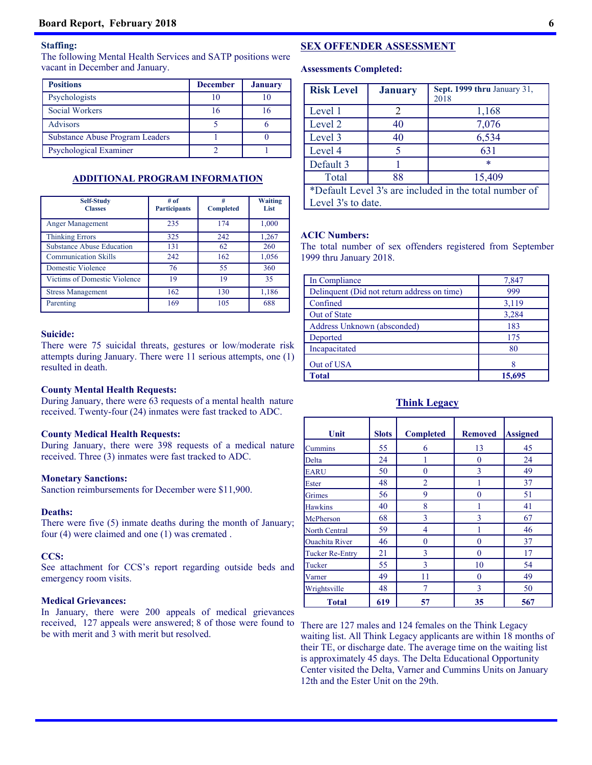**Staffing:**
The following Mental Health Services and SATP positions were vacant in December and January.

| Positions | December | January |
|---|---|---|
| Psychologists | 10 | 10 |
| Social Workers | 16 | 16 |
| Advisors | 5 | 6 |
| Substance Abuse Program Leaders | 1 | 0 |
| Psychological Examiner | 2 | 1 |

## ADDITIONAL PROGRAM INFORMATION

| Self-Study Classes | # of Participants | # Completed | Waiting List |
|---|---|---|---|
| Anger Management | 235 | 174 | 1,000 |
| Thinking Errors | 325 | 242 | 1,267 |
| Substance Abuse Education | 131 | 62 | 260 |
| Communication Skills | 242 | 162 | 1,056 |
| Domestic Violence | 76 | 55 | 360 |
| Victims of Domestic Violence | 19 | 19 | 35 |
| Stress Management | 162 | 130 | 1,186 |
| Parenting | 169 | 105 | 688 |

**Suicide:**
There were 75 suicidal threats, gestures or low/moderate risk attempts during January. There were 11 serious attempts, one (1) resulted in death.

**County Mental Health Requests:**
During January, there were 63 requests of a mental health nature received. Twenty-four (24) inmates were fast tracked to ADC.

**County Medical Health Requests:**
During January, there were 398 requests of a medical nature received. Three (3) inmates were fast tracked to ADC.

**Monetary Sanctions:**
Sanction reimbursements for December were $11,900.

**Deaths:**
There were five (5) inmate deaths during the month of January; four (4) were claimed and one (1) was cremated .

**CCS:**
See attachment for CCS's report regarding outside beds and emergency room visits.

**Medical Grievances:**
In January, there were 200 appeals of medical grievances received, 127 appeals were answered; 8 of those were found to be with merit and 3 with merit but resolved.

## SEX OFFENDER ASSESSMENT

**Assessments Completed:**

| Risk Level | January | Sept. 1999 thru January 31, 2018 |
|---|---|---|
| Level 1 | 2 | 1,168 |
| Level 2 | 40 | 7,076 |
| Level 3 | 40 | 6,534 |
| Level 4 | 5 | 631 |
| Default 3 | 1 | * |
| Total | 88 | 15,409 |

*Default Level 3's are included in the total number of Level 3's to date.

**ACIC Numbers:**
The total number of sex offenders registered from September 1999 thru January 2018.

| | |
|---|---|
| In Compliance | 7,847 |
| Delinquent (Did not return address on time) | 999 |
| Confined | 3,119 |
| Out of State | 3,284 |
| Address Unknown (absconded) | 183 |
| Deported | 175 |
| Incapacitated | 80 |
| Out of USA | 8 |
| **Total** | **15,695** |

## Think Legacy

| Unit | Slots | Completed | Removed | Assigned |
|---|---|---|---|---|
| Cummins | 55 | 6 | 13 | 45 |
| Delta | 24 | 1 | 0 | 24 |
| EARU | 50 | 0 | 3 | 49 |
| Ester | 48 | 2 | 1 | 37 |
| Grimes | 56 | 9 | 0 | 51 |
| Hawkins | 40 | 8 | 1 | 41 |
| McPherson | 68 | 3 | 3 | 67 |
| North Central | 59 | 4 | 1 | 46 |
| Ouachita River | 46 | 0 | 0 | 37 |
| Tucker Re-Entry | 21 | 3 | 0 | 17 |
| Tucker | 55 | 3 | 10 | 54 |
| Varner | 49 | 11 | 0 | 49 |
| Wrightsville | 48 | 7 | 3 | 50 |
| **Total** | **619** | **57** | **35** | **567** |

There are 127 males and 124 females on the Think Legacy waiting list. All Think Legacy applicants are within 18 months of their TE, or discharge date. The average time on the waiting list is approximately 45 days. The Delta Educational Opportunity Center visited the Delta, Varner and Cummins Units on January 12th and the Ester Unit on the 29th.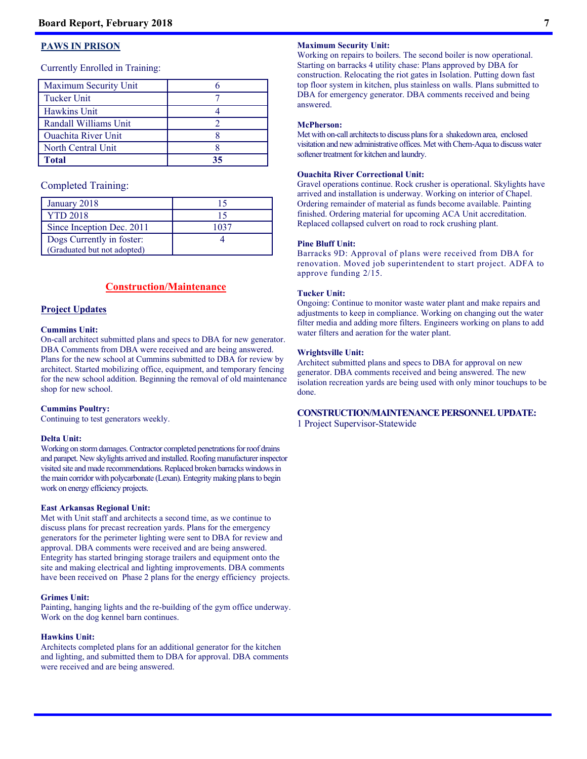## PAWS IN PRISON

Currently Enrolled in Training:

| | |
|---|---|
| Maximum Security Unit | 6 |
| Tucker Unit | 7 |
| Hawkins Unit | 4 |
| Randall Williams Unit | 2 |
| Ouachita River Unit | 8 |
| North Central Unit | 8 |
| **Total** | **35** |

Completed Training:

| | |
|---|---|
| January 2018 | 15 |
| YTD 2018 | 15 |
| Since Inception Dec. 2011 | 1037 |
| Dogs Currently in foster: (Graduated but not adopted) | 4 |

## Construction/Maintenance

### Project Updates

**Cummins Unit:**
On-call architect submitted plans and specs to DBA for new generator. DBA Comments from DBA were received and are being answered. Plans for the new school at Cummins submitted to DBA for review by architect. Started mobilizing office, equipment, and temporary fencing for the new school addition. Beginning the removal of old maintenance shop for new school.

**Cummins Poultry:**
Continuing to test generators weekly.

**Delta Unit:**
Working on storm damages. Contractor completed penetrations for roof drains and parapet. New skylights arrived and installed. Roofing manufacturer inspector visited site and made recommendations. Replaced broken barracks windows in the main corridor with polycarbonate (Lexan). Entegrity making plans to begin work on energy efficiency projects.

**East Arkansas Regional Unit:**
Met with Unit staff and architects a second time, as we continue to discuss plans for precast recreation yards. Plans for the emergency generators for the perimeter lighting were sent to DBA for review and approval. DBA comments were received and are being answered. Entegrity has started bringing storage trailers and equipment onto the site and making electrical and lighting improvements. DBA comments have been received on Phase 2 plans for the energy efficiency projects.

**Grimes Unit:**
Painting, hanging lights and the re-building of the gym office underway. Work on the dog kennel barn continues.

**Hawkins Unit:**
Architects completed plans for an additional generator for the kitchen and lighting, and submitted them to DBA for approval. DBA comments were received and are being answered.

**Maximum Security Unit:**
Working on repairs to boilers. The second boiler is now operational. Starting on barracks 4 utility chase: Plans approved by DBA for construction. Relocating the riot gates in Isolation. Putting down fast top floor system in kitchen, plus stainless on walls. Plans submitted to DBA for emergency generator. DBA comments received and being answered.

**McPherson:**
Met with on-call architects to discuss plans for a shakedown area, enclosed visitation and new administrative offices. Met with Chem-Aqua to discuss water softener treatment for kitchen and laundry.

**Ouachita River Correctional Unit:**
Gravel operations continue. Rock crusher is operational. Skylights have arrived and installation is underway. Working on interior of Chapel. Ordering remainder of material as funds become available. Painting finished. Ordering material for upcoming ACA Unit accreditation. Replaced collapsed culvert on road to rock crushing plant.

**Pine Bluff Unit:**
Barracks 9D: Approval of plans were received from DBA for renovation. Moved job superintendent to start project. ADFA to approve funding 2/15.

**Tucker Unit:**
Ongoing: Continue to monitor waste water plant and make repairs and adjustments to keep in compliance. Working on changing out the water filter media and adding more filters. Engineers working on plans to add water filters and aeration for the water plant.

**Wrightsville Unit:**
Architect submitted plans and specs to DBA for approval on new generator. DBA comments received and being answered. The new isolation recreation yards are being used with only minor touchups to be done.

**CONSTRUCTION/MAINTENANCE PERSONNEL UPDATE:**
1 Project Supervisor-Statewide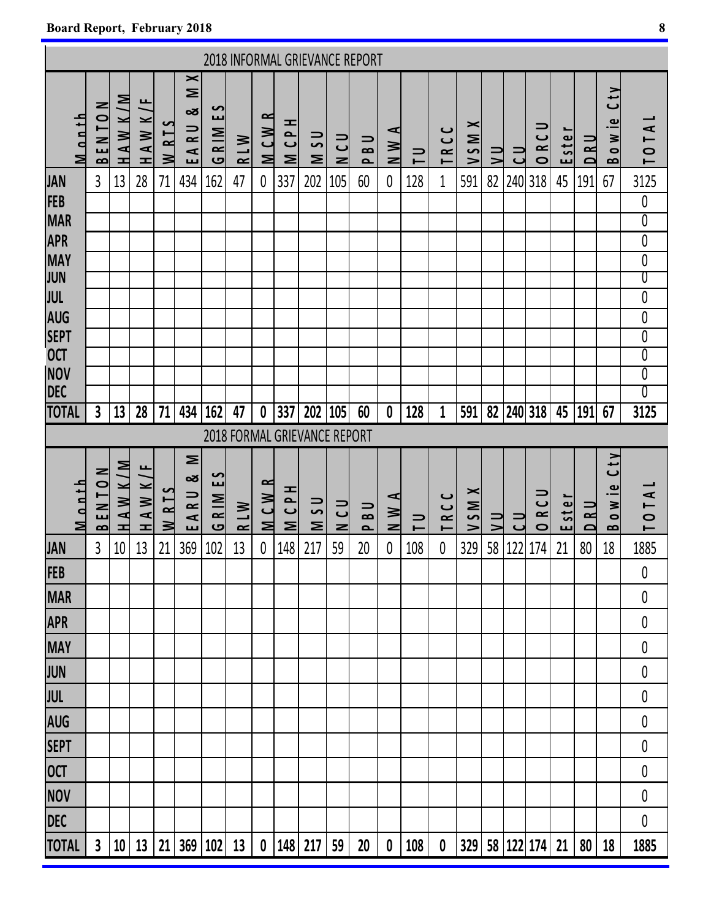## 2018 INFORMAL GRIEVANCE REPORT

| Month | BENTON | HAWK/M | HAWK/F | WRTS | EARU & MX | GRIMES | RLW | MCWR | MCPH | MSU | NCU | PBU | NWA | TU | TRCC | VSMX | VU | CU | ORCU | Ester | DRU | Bowie Cty | TOTAL |
|---|---|---|---|---|---|---|---|---|---|---|---|---|---|---|---|---|---|---|---|---|---|---|---|
| JAN | 3 | 13 | 28 | 71 | 434 | 162 | 47 | 0 | 337 | 202 | 105 | 60 | 0 | 128 | 1 | 591 | 82 | 240 | 318 | 45 | 191 | 67 | 3125 |
| FEB | | | | | | | | | | | | | | | | | | | | | | | 0 |
| MAR | | | | | | | | | | | | | | | | | | | | | | | 0 |
| APR | | | | | | | | | | | | | | | | | | | | | | | 0 |
| MAY | | | | | | | | | | | | | | | | | | | | | | | 0 |
| JUN | | | | | | | | | | | | | | | | | | | | | | | 0 |
| JUL | | | | | | | | | | | | | | | | | | | | | | | 0 |
| AUG | | | | | | | | | | | | | | | | | | | | | | | 0 |
| SEPT | | | | | | | | | | | | | | | | | | | | | | | 0 |
| OCT | | | | | | | | | | | | | | | | | | | | | | | 0 |
| NOV | | | | | | | | | | | | | | | | | | | | | | | 0 |
| DEC | | | | | | | | | | | | | | | | | | | | | | | 0 |
| **TOTAL** | **3** | **13** | **28** | **71** | **434** | **162** | **47** | **0** | **337** | **202** | **105** | **60** | **0** | **128** | **1** | **591** | **82** | **240** | **318** | **45** | **191** | **67** | **3125** |

## 2018 FORMAL GRIEVANCE REPORT

| Month | BENTON | HAWK/M | HAWK/F | WRTS | EARU & M | GRIMES | RLW | MCWR | MCPH | MSU | NCU | PBU | NWA | TU | TRCC | VSMX | VU | CU | ORCU | Ester | DRU | Bowie Cty | TOTAL |
|---|---|---|---|---|---|---|---|---|---|---|---|---|---|---|---|---|---|---|---|---|---|---|---|
| JAN | 3 | 10 | 13 | 21 | 369 | 102 | 13 | 0 | 148 | 217 | 59 | 20 | 0 | 108 | 0 | 329 | 58 | 122 | 174 | 21 | 80 | 18 | 1885 |
| FEB | | | | | | | | | | | | | | | | | | | | | | | 0 |
| MAR | | | | | | | | | | | | | | | | | | | | | | | 0 |
| APR | | | | | | | | | | | | | | | | | | | | | | | 0 |
| MAY | | | | | | | | | | | | | | | | | | | | | | | 0 |
| JUN | | | | | | | | | | | | | | | | | | | | | | | 0 |
| JUL | | | | | | | | | | | | | | | | | | | | | | | 0 |
| AUG | | | | | | | | | | | | | | | | | | | | | | | 0 |
| SEPT | | | | | | | | | | | | | | | | | | | | | | | 0 |
| OCT | | | | | | | | | | | | | | | | | | | | | | | 0 |
| NOV | | | | | | | | | | | | | | | | | | | | | | | 0 |
| DEC | | | | | | | | | | | | | | | | | | | | | | | 0 |
| **TOTAL** | **3** | **10** | **13** | **21** | **369** | **102** | **13** | **0** | **148** | **217** | **59** | **20** | **0** | **108** | **0** | **329** | **58** | **122** | **174** | **21** | **80** | **18** | **1885** |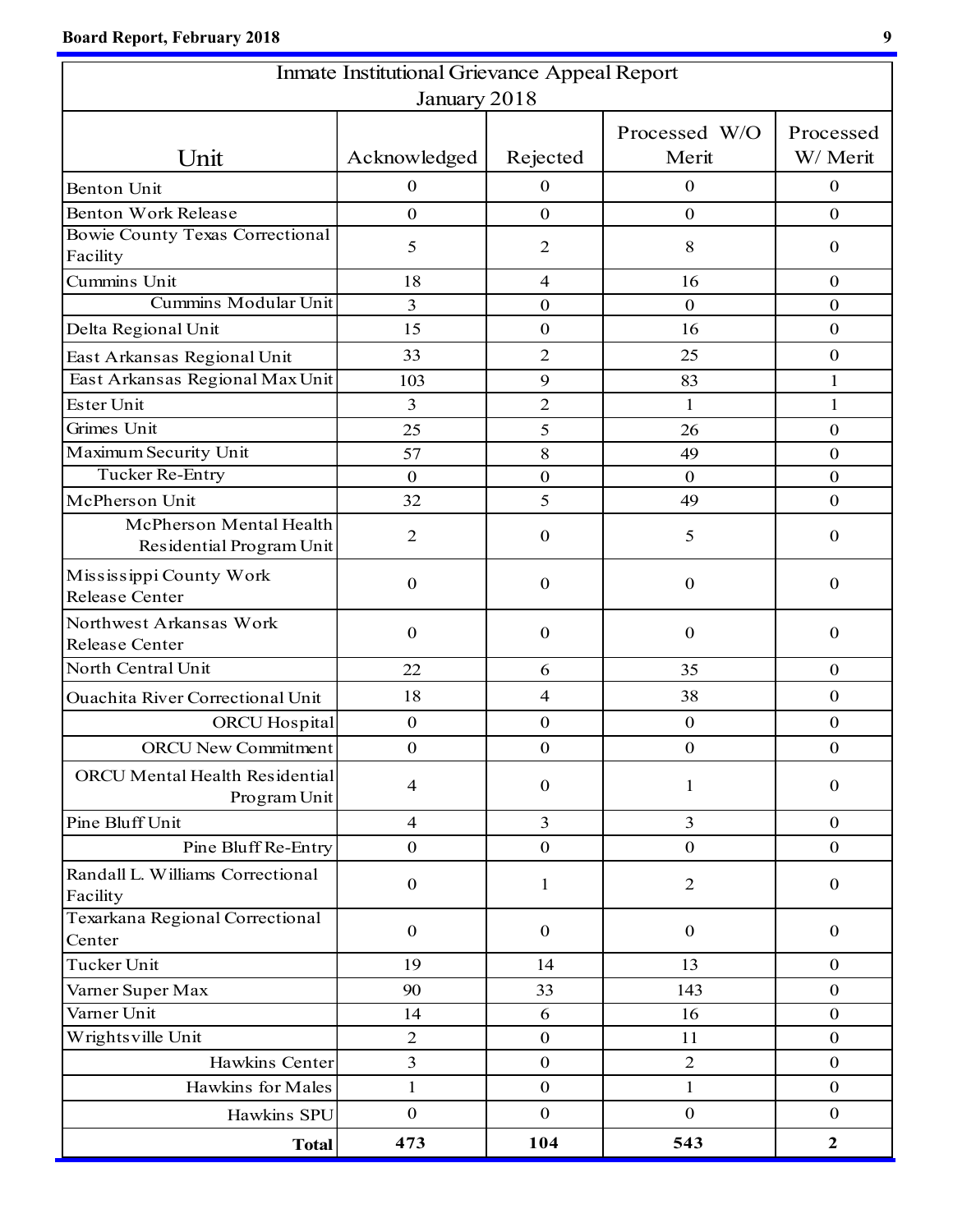| Inmate Institutional Grievance Appeal Report January 2018 | | | | |
|---|---|---|---|---|
| Unit | Acknowledged | Rejected | Processed W/O Merit | Processed W/ Merit |
| Benton Unit | 0 | 0 | 0 | 0 |
| Benton Work Release | 0 | 0 | 0 | 0 |
| Bowie County Texas Correctional Facility | 5 | 2 | 8 | 0 |
| Cummins Unit | 18 | 4 | 16 | 0 |
| Cummins Modular Unit | 3 | 0 | 0 | 0 |
| Delta Regional Unit | 15 | 0 | 16 | 0 |
| East Arkansas Regional Unit | 33 | 2 | 25 | 0 |
| East Arkansas Regional Max Unit | 103 | 9 | 83 | 1 |
| Ester Unit | 3 | 2 | 1 | 1 |
| Grimes Unit | 25 | 5 | 26 | 0 |
| Maximum Security Unit | 57 | 8 | 49 | 0 |
| Tucker Re-Entry | 0 | 0 | 0 | 0 |
| McPherson Unit | 32 | 5 | 49 | 0 |
| McPherson Mental Health Residential Program Unit | 2 | 0 | 5 | 0 |
| Mississippi County Work Release Center | 0 | 0 | 0 | 0 |
| Northwest Arkansas Work Release Center | 0 | 0 | 0 | 0 |
| North Central Unit | 22 | 6 | 35 | 0 |
| Ouachita River Correctional Unit | 18 | 4 | 38 | 0 |
| ORCU Hospital | 0 | 0 | 0 | 0 |
| ORCU New Commitment | 0 | 0 | 0 | 0 |
| ORCU Mental Health Residential Program Unit | 4 | 0 | 1 | 0 |
| Pine Bluff Unit | 4 | 3 | 3 | 0 |
| Pine Bluff Re-Entry | 0 | 0 | 0 | 0 |
| Randall L. Williams Correctional Facility | 0 | 1 | 2 | 0 |
| Texarkana Regional Correctional Center | 0 | 0 | 0 | 0 |
| Tucker Unit | 19 | 14 | 13 | 0 |
| Varner Super Max | 90 | 33 | 143 | 0 |
| Varner Unit | 14 | 6 | 16 | 0 |
| Wrightsville Unit | 2 | 0 | 11 | 0 |
| Hawkins Center | 3 | 0 | 2 | 0 |
| Hawkins for Males | 1 | 0 | 1 | 0 |
| Hawkins SPU | 0 | 0 | 0 | 0 |
| **Total** | **473** | **104** | **543** | **2** |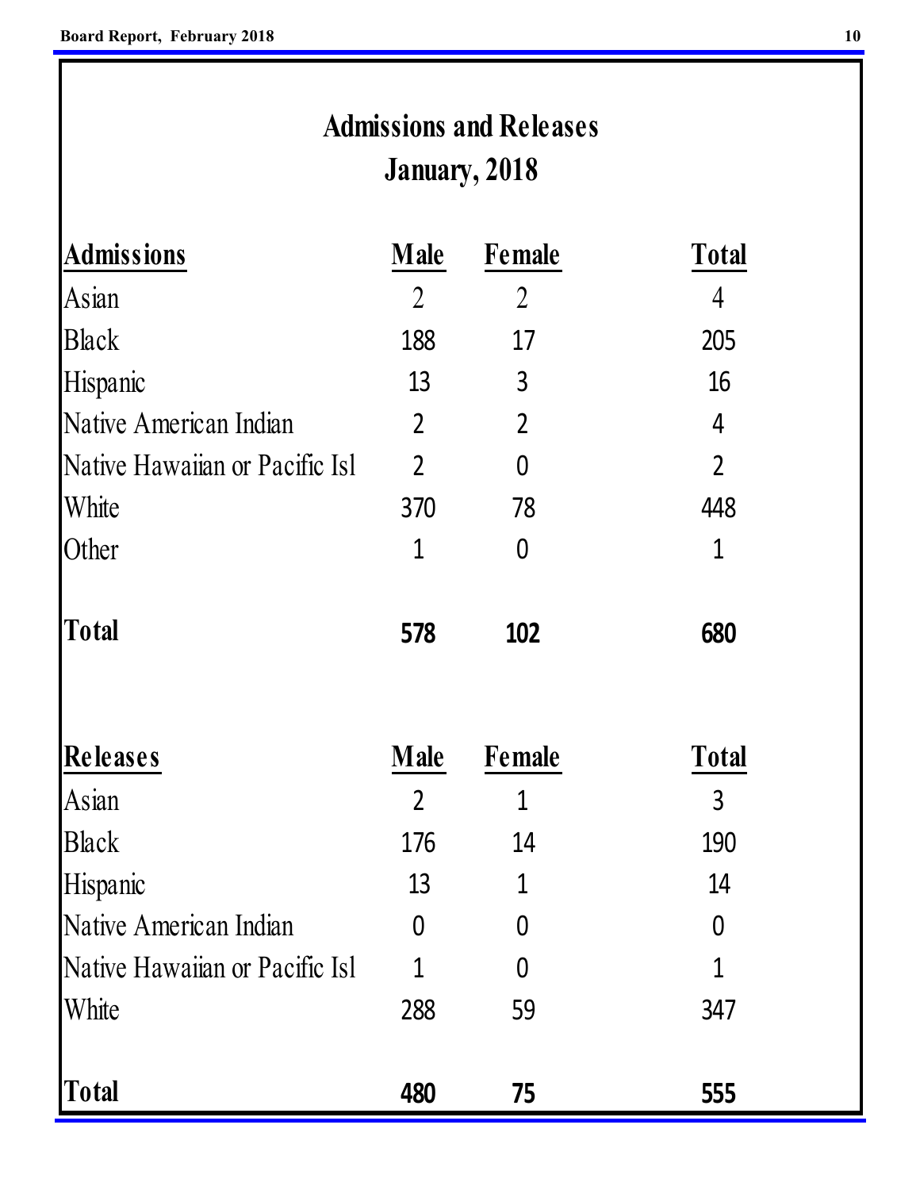# Admissions and Releases

## January, 2018

| Admissions | Male | Female | Total |
|---|---|---|---|
| Asian | 2 | 2 | 4 |
| Black | 188 | 17 | 205 |
| Hispanic | 13 | 3 | 16 |
| Native American Indian | 2 | 2 | 4 |
| Native Hawaiian or Pacific Isl | 2 | 0 | 2 |
| White | 370 | 78 | 448 |
| Other | 1 | 0 | 1 |
| **Total** | **578** | **102** | **680** |

| Releases | Male | Female | Total |
|---|---|---|---|
| Asian | 2 | 1 | 3 |
| Black | 176 | 14 | 190 |
| Hispanic | 13 | 1 | 14 |
| Native American Indian | 0 | 0 | 0 |
| Native Hawaiian or Pacific Isl | 1 | 0 | 1 |
| White | 288 | 59 | 347 |
| **Total** | **480** | **75** | **555** |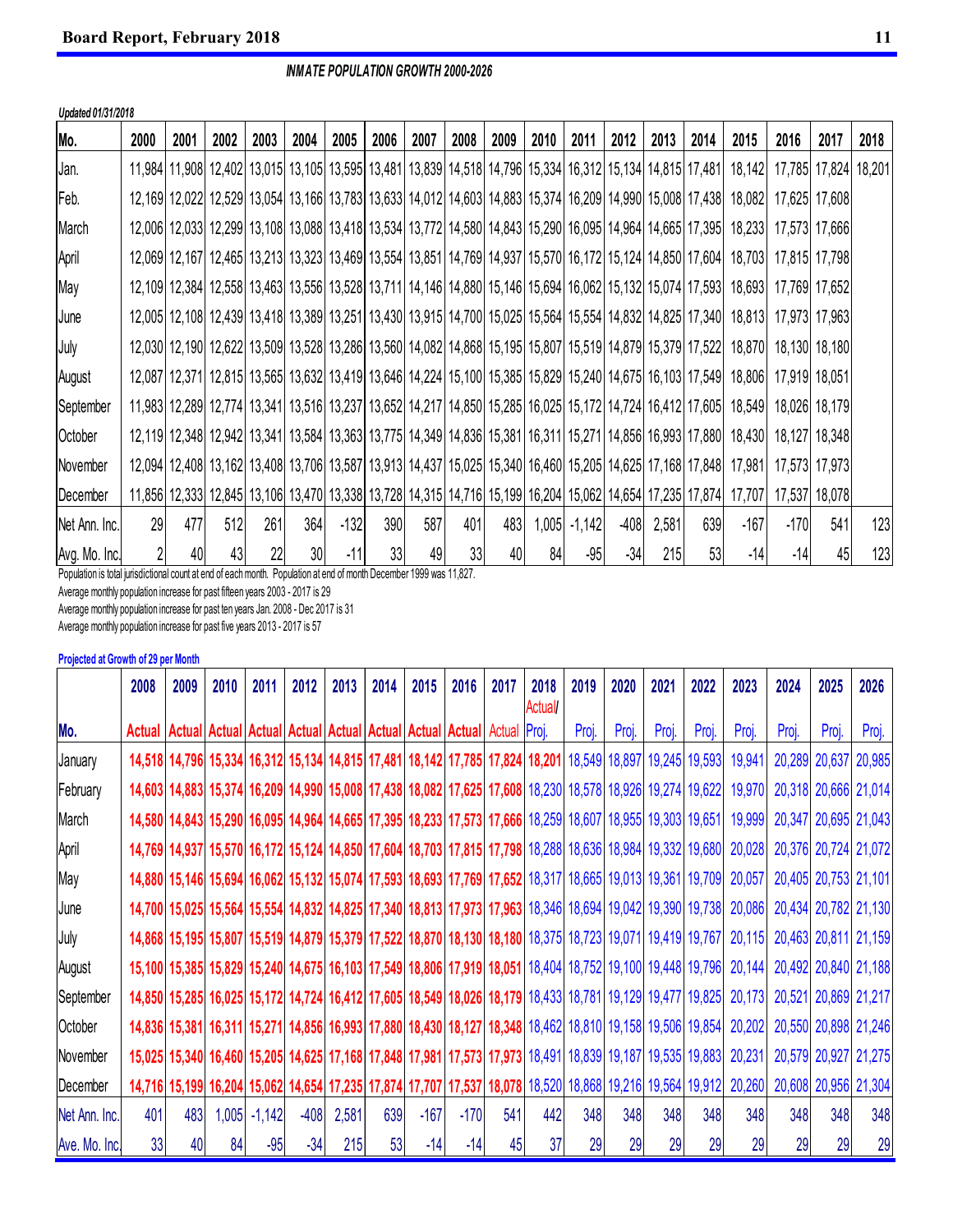*INMATE POPULATION GROWTH 2000-2026*

*Updated 01/31/2018*

| Mo. | 2000 | 2001 | 2002 | 2003 | 2004 | 2005 | 2006 | 2007 | 2008 | 2009 | 2010 | 2011 | 2012 | 2013 | 2014 | 2015 | 2016 | 2017 | 2018 |
|---|---|---|---|---|---|---|---|---|---|---|---|---|---|---|---|---|---|---|---|
| Jan. | 11,984 | 11,908 | 12,402 | 13,015 | 13,105 | 13,595 | 13,481 | 13,839 | 14,518 | 14,796 | 15,334 | 16,312 | 15,134 | 14,815 | 17,481 | 18,142 | 17,785 | 17,824 | 18,201 |
| Feb. | 12,169 | 12,022 | 12,529 | 13,054 | 13,166 | 13,783 | 13,633 | 14,012 | 14,603 | 14,883 | 15,374 | 16,209 | 14,990 | 15,008 | 17,438 | 18,082 | 17,625 | 17,608 | |
| March | 12,006 | 12,033 | 12,299 | 13,108 | 13,088 | 13,418 | 13,534 | 13,772 | 14,580 | 14,843 | 15,290 | 16,095 | 14,964 | 14,665 | 17,395 | 18,233 | 17,573 | 17,666 | |
| April | 12,069 | 12,167 | 12,465 | 13,213 | 13,323 | 13,469 | 13,554 | 13,851 | 14,769 | 14,937 | 15,570 | 16,172 | 15,124 | 14,850 | 17,604 | 18,703 | 17,815 | 17,798 | |
| May | 12,109 | 12,384 | 12,558 | 13,463 | 13,556 | 13,528 | 13,711 | 14,146 | 14,880 | 15,146 | 15,694 | 16,062 | 15,132 | 15,074 | 17,593 | 18,693 | 17,769 | 17,652 | |
| June | 12,005 | 12,108 | 12,439 | 13,418 | 13,389 | 13,251 | 13,430 | 13,915 | 14,700 | 15,025 | 15,564 | 15,554 | 14,832 | 14,825 | 17,340 | 18,813 | 17,973 | 17,963 | |
| July | 12,030 | 12,190 | 12,622 | 13,509 | 13,528 | 13,286 | 13,560 | 14,082 | 14,868 | 15,195 | 15,807 | 15,519 | 14,879 | 15,379 | 17,522 | 18,870 | 18,130 | 18,180 | |
| August | 12,087 | 12,371 | 12,815 | 13,565 | 13,632 | 13,419 | 13,646 | 14,224 | 15,100 | 15,385 | 15,829 | 15,240 | 14,675 | 16,103 | 17,549 | 18,806 | 17,919 | 18,051 | |
| September | 11,983 | 12,289 | 12,774 | 13,341 | 13,516 | 13,237 | 13,652 | 14,217 | 14,850 | 15,285 | 16,025 | 15,172 | 14,724 | 16,412 | 17,605 | 18,549 | 18,026 | 18,179 | |
| October | 12,119 | 12,348 | 12,942 | 13,341 | 13,584 | 13,363 | 13,775 | 14,349 | 14,836 | 15,381 | 16,311 | 15,271 | 14,856 | 16,993 | 17,880 | 18,430 | 18,127 | 18,348 | |
| November | 12,094 | 12,408 | 13,162 | 13,408 | 13,706 | 13,587 | 13,913 | 14,437 | 15,025 | 15,340 | 16,460 | 15,205 | 14,625 | 17,168 | 17,848 | 17,981 | 17,573 | 17,973 | |
| December | 11,856 | 12,333 | 12,845 | 13,106 | 13,470 | 13,338 | 13,728 | 14,315 | 14,716 | 15,199 | 16,204 | 15,062 | 14,654 | 17,235 | 17,874 | 17,707 | 17,537 | 18,078 | |
| Net Ann. Inc. | 29 | 477 | 512 | 261 | 364 | -132 | 390 | 587 | 401 | 483 | 1,005 | -1,142 | -408 | 2,581 | 639 | -167 | -170 | 541 | 123 |
| Avg. Mo. Inc. | 2 | 40 | 43 | 22 | 30 | -11 | 33 | 49 | 33 | 40 | 84 | -95 | -34 | 215 | 53 | -14 | -14 | 45 | 123 |

Population is total jurisdictional count at end of each month. Population at end of month December 1999 was 11,827.

Average monthly population increase for past fifteen years 2003 - 2017 is 29

Average monthly population increase for past ten years Jan. 2008 - Dec 2017 is 31

Average monthly population increase for past five years 2013 - 2017 is 57

**Projected at Growth of 29 per Month**

| Mo. | 2008 Actual | 2009 Actual | 2010 Actual | 2011 Actual | 2012 Actual | 2013 Actual | 2014 Actual | 2015 Actual | 2016 Actual | 2017 Actual | 2018 Actual/ Proj. | 2019 Proj. | 2020 Proj. | 2021 Proj. | 2022 Proj. | 2023 Proj. | 2024 Proj. | 2025 Proj. | 2026 Proj. |
|---|---|---|---|---|---|---|---|---|---|---|---|---|---|---|---|---|---|---|---|
| January | 14,518 | 14,796 | 15,334 | 16,312 | 15,134 | 14,815 | 17,481 | 18,142 | 17,785 | 17,824 | 18,201 | 18,549 | 18,897 | 19,245 | 19,593 | 19,941 | 20,289 | 20,637 | 20,985 |
| February | 14,603 | 14,883 | 15,374 | 16,209 | 14,990 | 15,008 | 17,438 | 18,082 | 17,625 | 17,608 | 18,230 | 18,578 | 18,926 | 19,274 | 19,622 | 19,970 | 20,318 | 20,666 | 21,014 |
| March | 14,580 | 14,843 | 15,290 | 16,095 | 14,964 | 14,665 | 17,395 | 18,233 | 17,573 | 17,666 | 18,259 | 18,607 | 18,955 | 19,303 | 19,651 | 19,999 | 20,347 | 20,695 | 21,043 |
| April | 14,769 | 14,937 | 15,570 | 16,172 | 15,124 | 14,850 | 17,604 | 18,703 | 17,815 | 17,798 | 18,288 | 18,636 | 18,984 | 19,332 | 19,680 | 20,028 | 20,376 | 20,724 | 21,072 |
| May | 14,880 | 15,146 | 15,694 | 16,062 | 15,132 | 15,074 | 17,593 | 18,693 | 17,769 | 17,652 | 18,317 | 18,665 | 19,013 | 19,361 | 19,709 | 20,057 | 20,405 | 20,753 | 21,101 |
| June | 14,700 | 15,025 | 15,564 | 15,554 | 14,832 | 14,825 | 17,340 | 18,813 | 17,973 | 17,963 | 18,346 | 18,694 | 19,042 | 19,390 | 19,738 | 20,086 | 20,434 | 20,782 | 21,130 |
| July | 14,868 | 15,195 | 15,807 | 15,519 | 14,879 | 15,379 | 17,522 | 18,870 | 18,130 | 18,180 | 18,375 | 18,723 | 19,071 | 19,419 | 19,767 | 20,115 | 20,463 | 20,811 | 21,159 |
| August | 15,100 | 15,385 | 15,829 | 15,240 | 14,675 | 16,103 | 17,549 | 18,806 | 17,919 | 18,051 | 18,404 | 18,752 | 19,100 | 19,448 | 19,796 | 20,144 | 20,492 | 20,840 | 21,188 |
| September | 14,850 | 15,285 | 16,025 | 15,172 | 14,724 | 16,412 | 17,605 | 18,549 | 18,026 | 18,179 | 18,433 | 18,781 | 19,129 | 19,477 | 19,825 | 20,173 | 20,521 | 20,869 | 21,217 |
| October | 14,836 | 15,381 | 16,311 | 15,271 | 14,856 | 16,993 | 17,880 | 18,430 | 18,127 | 18,348 | 18,462 | 18,810 | 19,158 | 19,506 | 19,854 | 20,202 | 20,550 | 20,898 | 21,246 |
| November | 15,025 | 15,340 | 16,460 | 15,205 | 14,625 | 17,168 | 17,848 | 17,981 | 17,573 | 17,973 | 18,491 | 18,839 | 19,187 | 19,535 | 19,883 | 20,231 | 20,579 | 20,927 | 21,275 |
| December | 14,716 | 15,199 | 16,204 | 15,062 | 14,654 | 17,235 | 17,874 | 17,707 | 17,537 | 18,078 | 18,520 | 18,868 | 19,216 | 19,564 | 19,912 | 20,260 | 20,608 | 20,956 | 21,304 |
| Net Ann. Inc. | 401 | 483 | 1,005 | -1,142 | -408 | 2,581 | 639 | -167 | -170 | 541 | 442 | 348 | 348 | 348 | 348 | 348 | 348 | 348 | 348 |
| Ave. Mo. Inc. | 33 | 40 | 84 | -95 | -34 | 215 | 53 | -14 | -14 | 45 | 37 | 29 | 29 | 29 | 29 | 29 | 29 | 29 | 29 |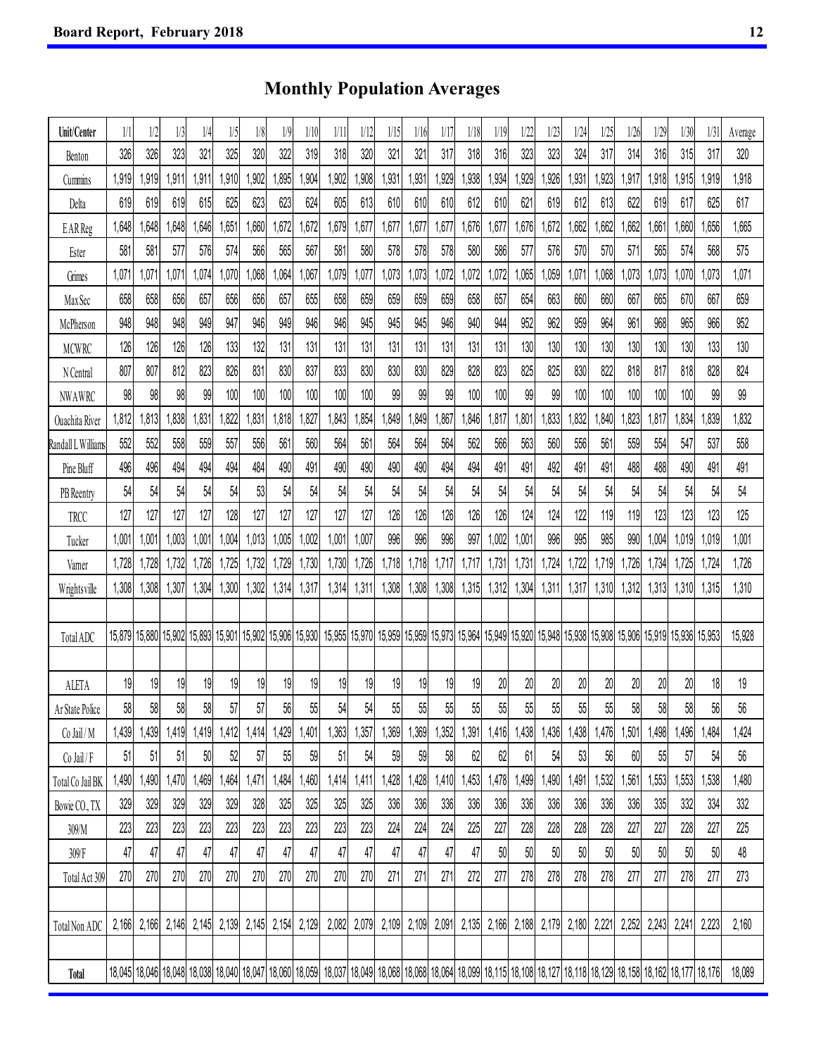# Monthly Population Averages

| Unit/Center | 1/1 | 1/2 | 1/3 | 1/4 | 1/5 | 1/8 | 1/9 | 1/10 | 1/11 | 1/12 | 1/15 | 1/16 | 1/17 | 1/18 | 1/19 | 1/22 | 1/23 | 1/24 | 1/25 | 1/26 | 1/29 | 1/30 | 1/31 | Average |
|---|---|---|---|---|---|---|---|---|---|---|---|---|---|---|---|---|---|---|---|---|---|---|---|---|
| Benton | 326 | 326 | 323 | 321 | 325 | 320 | 322 | 319 | 318 | 320 | 321 | 321 | 317 | 318 | 316 | 323 | 323 | 324 | 317 | 314 | 316 | 315 | 317 | 320 |
| Cummins | 1,919 | 1,919 | 1,911 | 1,911 | 1,910 | 1,902 | 1,895 | 1,904 | 1,902 | 1,908 | 1,931 | 1,931 | 1,929 | 1,938 | 1,934 | 1,929 | 1,926 | 1,931 | 1,923 | 1,917 | 1,918 | 1,915 | 1,919 | 1,918 |
| Delta | 619 | 619 | 619 | 615 | 625 | 623 | 623 | 624 | 605 | 613 | 610 | 610 | 610 | 612 | 610 | 621 | 619 | 612 | 613 | 622 | 619 | 617 | 625 | 617 |
| E AR Reg | 1,648 | 1,648 | 1,648 | 1,646 | 1,651 | 1,660 | 1,672 | 1,672 | 1,679 | 1,677 | 1,677 | 1,677 | 1,677 | 1,676 | 1,677 | 1,676 | 1,672 | 1,662 | 1,662 | 1,662 | 1,661 | 1,660 | 1,656 | 1,665 |
| Ester | 581 | 581 | 577 | 576 | 574 | 566 | 565 | 567 | 581 | 580 | 578 | 578 | 578 | 580 | 586 | 577 | 576 | 570 | 570 | 571 | 565 | 574 | 568 | 575 |
| Grimes | 1,071 | 1,071 | 1,071 | 1,074 | 1,070 | 1,068 | 1,064 | 1,067 | 1,079 | 1,077 | 1,073 | 1,073 | 1,072 | 1,072 | 1,072 | 1,065 | 1,059 | 1,071 | 1,068 | 1,073 | 1,073 | 1,070 | 1,073 | 1,071 |
| Max Sec | 658 | 658 | 656 | 657 | 656 | 656 | 657 | 655 | 658 | 659 | 659 | 659 | 659 | 658 | 657 | 654 | 663 | 660 | 660 | 667 | 665 | 670 | 667 | 659 |
| McPherson | 948 | 948 | 948 | 949 | 947 | 946 | 949 | 946 | 946 | 945 | 945 | 945 | 946 | 940 | 944 | 952 | 962 | 959 | 964 | 961 | 968 | 965 | 966 | 952 |
| MCWRC | 126 | 126 | 126 | 126 | 133 | 132 | 131 | 131 | 131 | 131 | 131 | 131 | 131 | 131 | 131 | 130 | 130 | 130 | 130 | 130 | 130 | 130 | 133 | 130 |
| N Central | 807 | 807 | 812 | 823 | 826 | 831 | 830 | 837 | 833 | 830 | 830 | 830 | 829 | 828 | 823 | 825 | 825 | 830 | 822 | 818 | 817 | 818 | 828 | 824 |
| NWAWRC | 98 | 98 | 98 | 99 | 100 | 100 | 100 | 100 | 100 | 100 | 99 | 99 | 99 | 100 | 100 | 99 | 99 | 100 | 100 | 100 | 100 | 100 | 99 | 99 |
| Ouachita River | 1,812 | 1,813 | 1,838 | 1,831 | 1,822 | 1,831 | 1,818 | 1,827 | 1,843 | 1,854 | 1,849 | 1,849 | 1,867 | 1,846 | 1,817 | 1,801 | 1,833 | 1,832 | 1,840 | 1,823 | 1,817 | 1,834 | 1,839 | 1,832 |
| Randall L Williams | 552 | 552 | 558 | 559 | 557 | 556 | 561 | 560 | 564 | 561 | 564 | 564 | 564 | 562 | 566 | 563 | 560 | 556 | 561 | 559 | 554 | 547 | 537 | 558 |
| Pine Bluff | 496 | 496 | 494 | 494 | 494 | 484 | 490 | 491 | 490 | 490 | 490 | 490 | 494 | 494 | 491 | 491 | 492 | 491 | 491 | 488 | 488 | 490 | 491 | 491 |
| PB Reentry | 54 | 54 | 54 | 54 | 54 | 53 | 54 | 54 | 54 | 54 | 54 | 54 | 54 | 54 | 54 | 54 | 54 | 54 | 54 | 54 | 54 | 54 | 54 | 54 |
| TRCC | 127 | 127 | 127 | 127 | 128 | 127 | 127 | 127 | 127 | 127 | 126 | 126 | 126 | 126 | 126 | 124 | 124 | 122 | 119 | 119 | 123 | 123 | 123 | 125 |
| Tucker | 1,001 | 1,001 | 1,003 | 1,001 | 1,004 | 1,013 | 1,005 | 1,002 | 1,001 | 1,007 | 996 | 996 | 996 | 997 | 1,002 | 1,001 | 996 | 995 | 985 | 990 | 1,004 | 1,019 | 1,019 | 1,001 |
| Varner | 1,728 | 1,728 | 1,732 | 1,726 | 1,725 | 1,732 | 1,729 | 1,730 | 1,730 | 1,726 | 1,718 | 1,718 | 1,717 | 1,717 | 1,731 | 1,731 | 1,724 | 1,722 | 1,719 | 1,726 | 1,734 | 1,725 | 1,724 | 1,726 |
| Wrightsville | 1,308 | 1,308 | 1,307 | 1,304 | 1,300 | 1,302 | 1,314 | 1,317 | 1,314 | 1,311 | 1,308 | 1,308 | 1,308 | 1,315 | 1,312 | 1,304 | 1,311 | 1,317 | 1,310 | 1,312 | 1,313 | 1,310 | 1,315 | 1,310 |
| | | | | | | | | | | | | | | | | | | | | | | | | |
| Total ADC | 15,879 | 15,880 | 15,902 | 15,893 | 15,901 | 15,902 | 15,906 | 15,930 | 15,955 | 15,970 | 15,959 | 15,959 | 15,973 | 15,964 | 15,949 | 15,920 | 15,948 | 15,938 | 15,908 | 15,906 | 15,919 | 15,936 | 15,953 | 15,928 |
| | | | | | | | | | | | | | | | | | | | | | | | | |
| ALETA | 19 | 19 | 19 | 19 | 19 | 19 | 19 | 19 | 19 | 19 | 19 | 19 | 19 | 19 | 20 | 20 | 20 | 20 | 20 | 20 | 20 | 20 | 18 | 19 |
| Ar State Police | 58 | 58 | 58 | 58 | 57 | 57 | 56 | 55 | 54 | 54 | 55 | 55 | 55 | 55 | 55 | 55 | 55 | 55 | 55 | 58 | 58 | 58 | 56 | 56 |
| Co Jail / M | 1,439 | 1,439 | 1,419 | 1,419 | 1,412 | 1,414 | 1,429 | 1,401 | 1,363 | 1,357 | 1,369 | 1,369 | 1,352 | 1,391 | 1,416 | 1,438 | 1,436 | 1,438 | 1,476 | 1,501 | 1,498 | 1,496 | 1,484 | 1,424 |
| Co Jail / F | 51 | 51 | 51 | 50 | 52 | 57 | 55 | 59 | 51 | 54 | 59 | 59 | 58 | 62 | 62 | 61 | 54 | 53 | 56 | 60 | 55 | 57 | 54 | 56 |
| Total Co Jail BK | 1,490 | 1,490 | 1,470 | 1,469 | 1,464 | 1,471 | 1,484 | 1,460 | 1,414 | 1,411 | 1,428 | 1,428 | 1,410 | 1,453 | 1,478 | 1,499 | 1,490 | 1,491 | 1,532 | 1,561 | 1,553 | 1,553 | 1,538 | 1,480 |
| Bowie CO., TX | 329 | 329 | 329 | 329 | 329 | 328 | 325 | 325 | 325 | 325 | 336 | 336 | 336 | 336 | 336 | 336 | 336 | 336 | 336 | 336 | 335 | 332 | 334 | 332 |
| 309/M | 223 | 223 | 223 | 223 | 223 | 223 | 223 | 223 | 223 | 223 | 224 | 224 | 224 | 225 | 227 | 228 | 228 | 228 | 228 | 227 | 227 | 228 | 227 | 225 |
| 309/F | 47 | 47 | 47 | 47 | 47 | 47 | 47 | 47 | 47 | 47 | 47 | 47 | 47 | 47 | 50 | 50 | 50 | 50 | 50 | 50 | 50 | 50 | 50 | 48 |
| Total Act 309 | 270 | 270 | 270 | 270 | 270 | 270 | 270 | 270 | 270 | 270 | 271 | 271 | 271 | 272 | 277 | 278 | 278 | 278 | 278 | 277 | 277 | 278 | 277 | 273 |
| | | | | | | | | | | | | | | | | | | | | | | | | |
| Total Non ADC | 2,166 | 2,166 | 2,146 | 2,145 | 2,139 | 2,145 | 2,154 | 2,129 | 2,082 | 2,079 | 2,109 | 2,109 | 2,091 | 2,135 | 2,166 | 2,188 | 2,179 | 2,180 | 2,221 | 2,252 | 2,243 | 2,241 | 2,223 | 2,160 |
| | | | | | | | | | | | | | | | | | | | | | | | | |
| **Total** | 18,045 | 18,046 | 18,048 | 18,038 | 18,040 | 18,047 | 18,060 | 18,059 | 18,037 | 18,049 | 18,068 | 18,068 | 18,064 | 18,099 | 18,115 | 18,108 | 18,127 | 18,118 | 18,129 | 18,158 | 18,162 | 18,177 | 18,176 | 18,089 |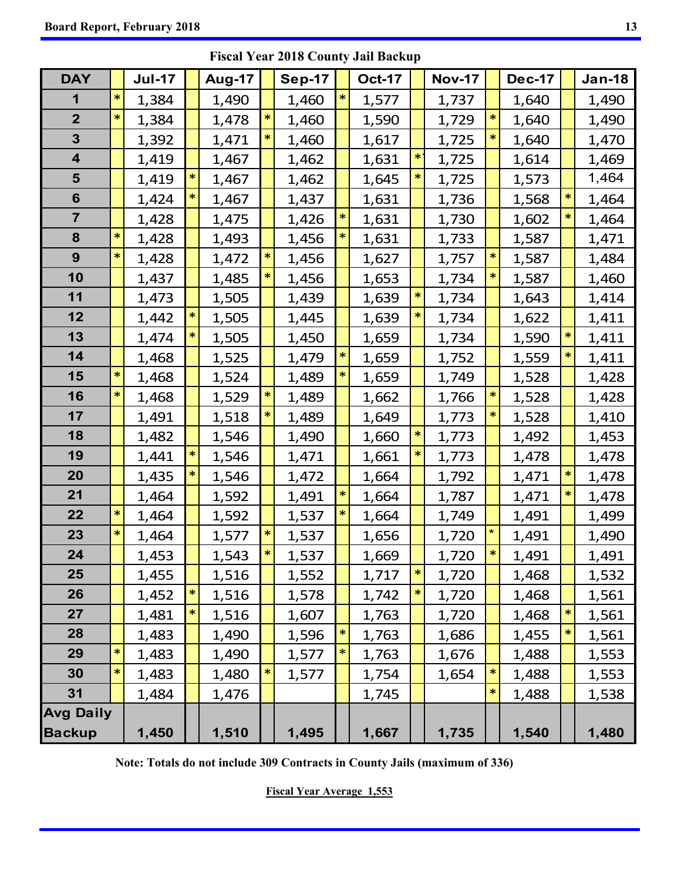**Fiscal Year 2018 County Jail Backup**

| DAY | | Jul-17 | | Aug-17 | | Sep-17 | | Oct-17 | | Nov-17 | | Dec-17 | | Jan-18 |
|---|---|---|---|---|---|---|---|---|---|---|---|---|---|---|
| 1 | * | 1,384 | | 1,490 | | 1,460 | * | 1,577 | | 1,737 | | 1,640 | | 1,490 |
| 2 | * | 1,384 | | 1,478 | * | 1,460 | | 1,590 | | 1,729 | * | 1,640 | | 1,490 |
| 3 | | 1,392 | | 1,471 | * | 1,460 | | 1,617 | | 1,725 | * | 1,640 | | 1,470 |
| 4 | | 1,419 | | 1,467 | | 1,462 | | 1,631 | * | 1,725 | | 1,614 | | 1,469 |
| 5 | | 1,419 | * | 1,467 | | 1,462 | | 1,645 | * | 1,725 | | 1,573 | | 1,464 |
| 6 | | 1,424 | * | 1,467 | | 1,437 | | 1,631 | | 1,736 | | 1,568 | * | 1,464 |
| 7 | | 1,428 | | 1,475 | | 1,426 | * | 1,631 | | 1,730 | | 1,602 | * | 1,464 |
| 8 | * | 1,428 | | 1,493 | | 1,456 | * | 1,631 | | 1,733 | | 1,587 | | 1,471 |
| 9 | * | 1,428 | | 1,472 | * | 1,456 | | 1,627 | | 1,757 | * | 1,587 | | 1,484 |
| 10 | | 1,437 | | 1,485 | * | 1,456 | | 1,653 | | 1,734 | * | 1,587 | | 1,460 |
| 11 | | 1,473 | | 1,505 | | 1,439 | | 1,639 | * | 1,734 | | 1,643 | | 1,414 |
| 12 | | 1,442 | * | 1,505 | | 1,445 | | 1,639 | * | 1,734 | | 1,622 | | 1,411 |
| 13 | | 1,474 | * | 1,505 | | 1,450 | | 1,659 | | 1,734 | | 1,590 | * | 1,411 |
| 14 | | 1,468 | | 1,525 | | 1,479 | * | 1,659 | | 1,752 | | 1,559 | * | 1,411 |
| 15 | * | 1,468 | | 1,524 | | 1,489 | * | 1,659 | | 1,749 | | 1,528 | | 1,428 |
| 16 | * | 1,468 | | 1,529 | * | 1,489 | | 1,662 | | 1,766 | * | 1,528 | | 1,428 |
| 17 | | 1,491 | | 1,518 | * | 1,489 | | 1,649 | | 1,773 | * | 1,528 | | 1,410 |
| 18 | | 1,482 | | 1,546 | | 1,490 | | 1,660 | * | 1,773 | | 1,492 | | 1,453 |
| 19 | | 1,441 | * | 1,546 | | 1,471 | | 1,661 | * | 1,773 | | 1,478 | | 1,478 |
| 20 | | 1,435 | * | 1,546 | | 1,472 | | 1,664 | | 1,792 | | 1,471 | * | 1,478 |
| 21 | | 1,464 | | 1,592 | | 1,491 | * | 1,664 | | 1,787 | | 1,471 | * | 1,478 |
| 22 | * | 1,464 | | 1,592 | | 1,537 | * | 1,664 | | 1,749 | | 1,491 | | 1,499 |
| 23 | * | 1,464 | | 1,577 | * | 1,537 | | 1,656 | | 1,720 | * | 1,491 | | 1,490 |
| 24 | | 1,453 | | 1,543 | * | 1,537 | | 1,669 | | 1,720 | * | 1,491 | | 1,491 |
| 25 | | 1,455 | | 1,516 | | 1,552 | | 1,717 | * | 1,720 | | 1,468 | | 1,532 |
| 26 | | 1,452 | * | 1,516 | | 1,578 | | 1,742 | * | 1,720 | | 1,468 | | 1,561 |
| 27 | | 1,481 | * | 1,516 | | 1,607 | | 1,763 | | 1,720 | | 1,468 | * | 1,561 |
| 28 | | 1,483 | | 1,490 | | 1,596 | * | 1,763 | | 1,686 | | 1,455 | * | 1,561 |
| 29 | * | 1,483 | | 1,490 | | 1,577 | * | 1,763 | | 1,676 | | 1,488 | | 1,553 |
| 30 | * | 1,483 | | 1,480 | * | 1,577 | | 1,754 | | 1,654 | * | 1,488 | | 1,553 |
| 31 | | 1,484 | | 1,476 | | | | 1,745 | | | * | 1,488 | | 1,538 |
| Avg Daily Backup | | 1,450 | | 1,510 | | 1,495 | | 1,667 | | 1,735 | | 1,540 | | 1,480 |

**Note: Totals do not include 309 Contracts in County Jails (maximum of 336)**

**Fiscal Year Average 1,553**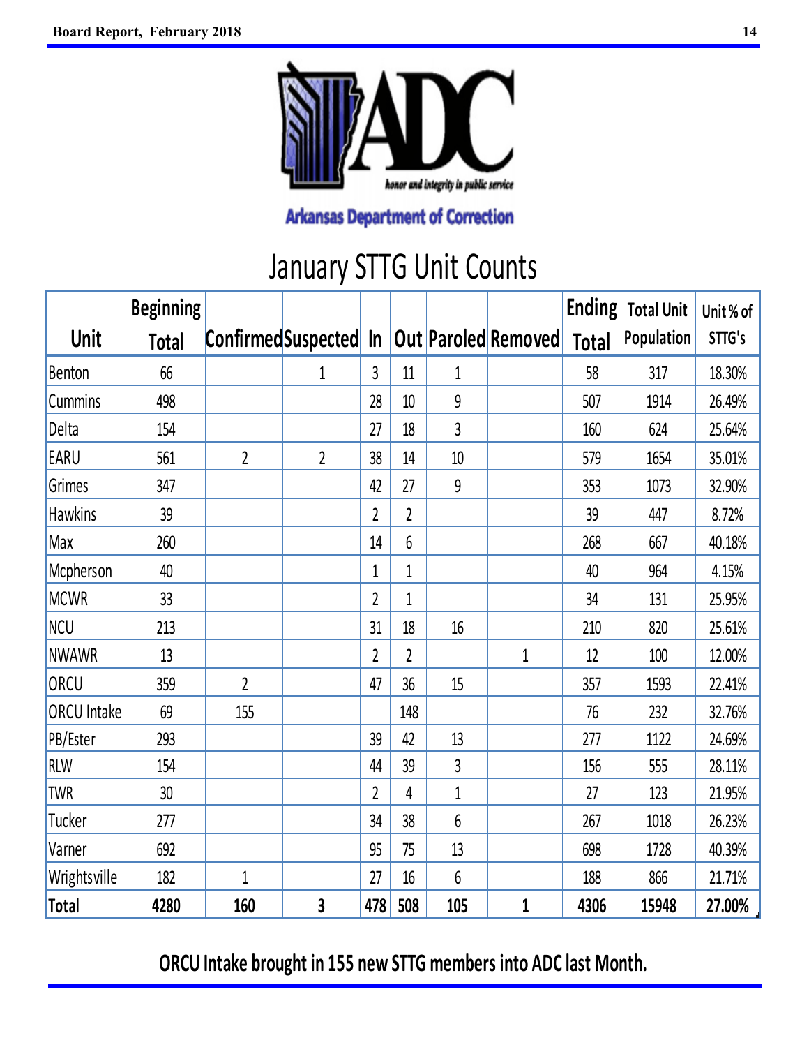Arkansas Department of Correction

# January STTG Unit Counts

| Unit | Beginning Total | Confirmed | Suspected | In | Out | Paroled | Removed | Ending Total | Total Unit Population | Unit % of STTG's |
|---|---|---|---|---|---|---|---|---|---|---|
| Benton | 66 | | 1 | 3 | 11 | 1 | | 58 | 317 | 18.30% |
| Cummins | 498 | | | 28 | 10 | 9 | | 507 | 1914 | 26.49% |
| Delta | 154 | | | 27 | 18 | 3 | | 160 | 624 | 25.64% |
| EARU | 561 | 2 | 2 | 38 | 14 | 10 | | 579 | 1654 | 35.01% |
| Grimes | 347 | | | 42 | 27 | 9 | | 353 | 1073 | 32.90% |
| Hawkins | 39 | | | 2 | 2 | | | 39 | 447 | 8.72% |
| Max | 260 | | | 14 | 6 | | | 268 | 667 | 40.18% |
| Mcpherson | 40 | | | 1 | 1 | | | 40 | 964 | 4.15% |
| MCWR | 33 | | | 2 | 1 | | | 34 | 131 | 25.95% |
| NCU | 213 | | | 31 | 18 | 16 | | 210 | 820 | 25.61% |
| NWAWR | 13 | | | 2 | 2 | | 1 | 12 | 100 | 12.00% |
| ORCU | 359 | 2 | | 47 | 36 | 15 | | 357 | 1593 | 22.41% |
| ORCU Intake | 69 | 155 | | | 148 | | | 76 | 232 | 32.76% |
| PB/Ester | 293 | | | 39 | 42 | 13 | | 277 | 1122 | 24.69% |
| RLW | 154 | | | 44 | 39 | 3 | | 156 | 555 | 28.11% |
| TWR | 30 | | | 2 | 4 | 1 | | 27 | 123 | 21.95% |
| Tucker | 277 | | | 34 | 38 | 6 | | 267 | 1018 | 26.23% |
| Varner | 692 | | | 95 | 75 | 13 | | 698 | 1728 | 40.39% |
| Wrightsville | 182 | 1 | | 27 | 16 | 6 | | 188 | 866 | 21.71% |
| **Total** | **4280** | **160** | **3** | **478** | **508** | **105** | **1** | **4306** | **15948** | **27.00%** |

**ORCU Intake brought in 155 new STTG members into ADC last Month.**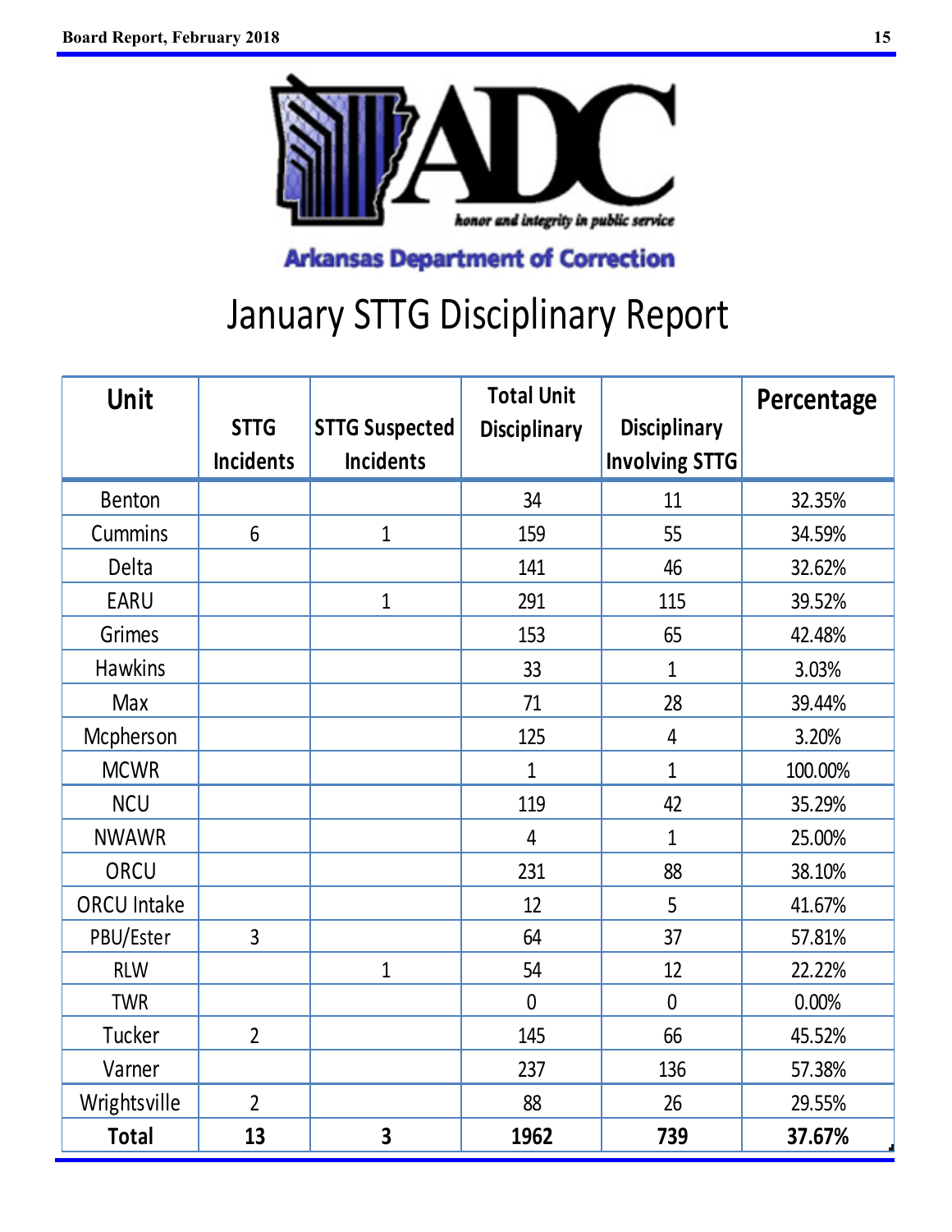honor and integrity in public service

Arkansas Department of Correction

# January STTG Disciplinary Report

| Unit | STTG Incidents | STTG Suspected Incidents | Total Unit Disciplinary | Disciplinary Involving STTG | Percentage |
|---|---|---|---|---|---|
| Benton | | | 34 | 11 | 32.35% |
| Cummins | 6 | 1 | 159 | 55 | 34.59% |
| Delta | | | 141 | 46 | 32.62% |
| EARU | | 1 | 291 | 115 | 39.52% |
| Grimes | | | 153 | 65 | 42.48% |
| Hawkins | | | 33 | 1 | 3.03% |
| Max | | | 71 | 28 | 39.44% |
| Mcpherson | | | 125 | 4 | 3.20% |
| MCWR | | | 1 | 1 | 100.00% |
| NCU | | | 119 | 42 | 35.29% |
| NWAWR | | | 4 | 1 | 25.00% |
| ORCU | | | 231 | 88 | 38.10% |
| ORCU Intake | | | 12 | 5 | 41.67% |
| PBU/Ester | 3 | | 64 | 37 | 57.81% |
| RLW | | 1 | 54 | 12 | 22.22% |
| TWR | | | 0 | 0 | 0.00% |
| Tucker | 2 | | 145 | 66 | 45.52% |
| Varner | | | 237 | 136 | 57.38% |
| Wrightsville | 2 | | 88 | 26 | 29.55% |
| **Total** | **13** | **3** | **1962** | **739** | **37.67%** |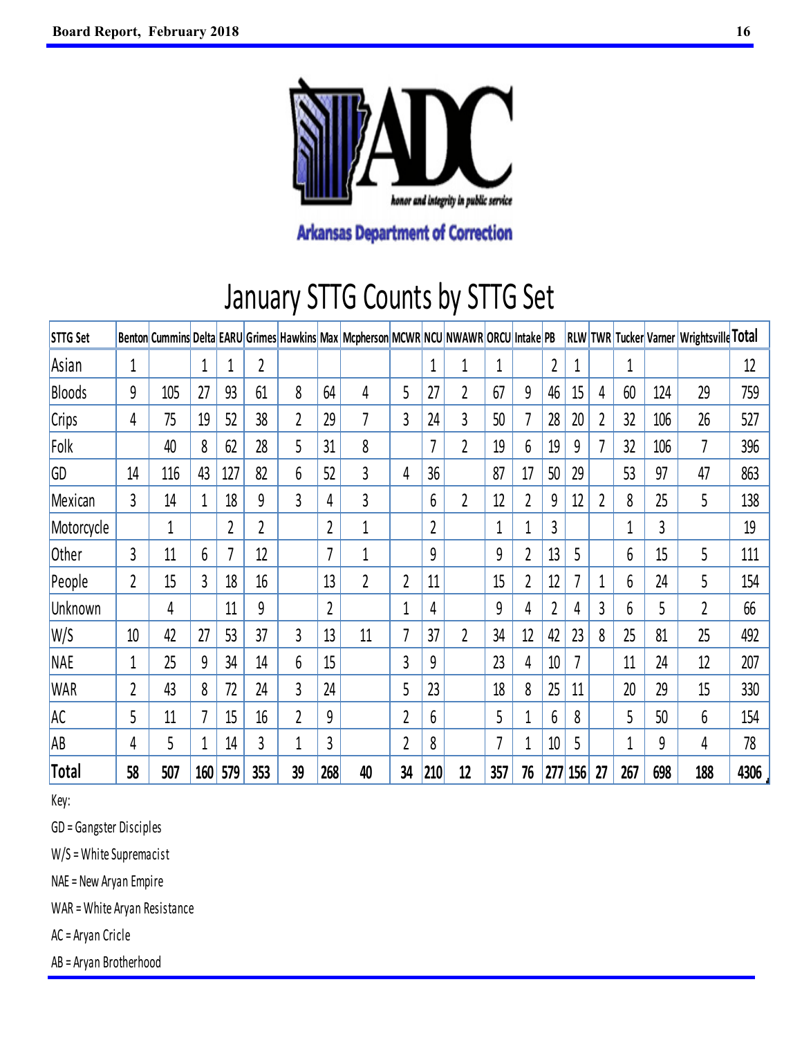# January STTG Counts by STTG Set

| STTG Set | Benton | Cummins | Delta | EARU | Grimes | Hawkins | Max | Mcpherson | MCWR | NCU | NWAWR | ORCU | Intake | PB | RLW | TWR | Tucker | Varner | Wrightsville | Total |
|---|---|---|---|---|---|---|---|---|---|---|---|---|---|---|---|---|---|---|---|---|
| Asian | 1 | | 1 | 1 | 2 | | | | | 1 | 1 | 1 | | 2 | 1 | | 1 | | | 12 |
| Bloods | 9 | 105 | 27 | 93 | 61 | 8 | 64 | 4 | 5 | 27 | 2 | 67 | 9 | 46 | 15 | 4 | 60 | 124 | 29 | 759 |
| Crips | 4 | 75 | 19 | 52 | 38 | 2 | 29 | 7 | 3 | 24 | 3 | 50 | 7 | 28 | 20 | 2 | 32 | 106 | 26 | 527 |
| Folk | | 40 | 8 | 62 | 28 | 5 | 31 | 8 | | 7 | 2 | 19 | 6 | 19 | 9 | 7 | 32 | 106 | 7 | 396 |
| GD | 14 | 116 | 43 | 127 | 82 | 6 | 52 | 3 | 4 | 36 | | 87 | 17 | 50 | 29 | | 53 | 97 | 47 | 863 |
| Mexican | 3 | 14 | 1 | 18 | 9 | 3 | 4 | 3 | | 6 | 2 | 12 | 2 | 9 | 12 | 2 | 8 | 25 | 5 | 138 |
| Motorcycle | | 1 | | 2 | 2 | | 2 | 1 | | 2 | | 1 | 1 | 3 | | | 1 | 3 | | 19 |
| Other | 3 | 11 | 6 | 7 | 12 | | 7 | 1 | | 9 | | 9 | 2 | 13 | 5 | | 6 | 15 | 5 | 111 |
| People | 2 | 15 | 3 | 18 | 16 | | 13 | 2 | 2 | 11 | | 15 | 2 | 12 | 7 | 1 | 6 | 24 | 5 | 154 |
| Unknown | | 4 | | 11 | 9 | | 2 | | 1 | 4 | | 9 | 4 | 2 | 4 | 3 | 6 | 5 | 2 | 66 |
| W/S | 10 | 42 | 27 | 53 | 37 | 3 | 13 | 11 | 7 | 37 | 2 | 34 | 12 | 42 | 23 | 8 | 25 | 81 | 25 | 492 |
| NAE | 1 | 25 | 9 | 34 | 14 | 6 | 15 | | 3 | 9 | | 23 | 4 | 10 | 7 | | 11 | 24 | 12 | 207 |
| WAR | 2 | 43 | 8 | 72 | 24 | 3 | 24 | | 5 | 23 | | 18 | 8 | 25 | 11 | | 20 | 29 | 15 | 330 |
| AC | 5 | 11 | 7 | 15 | 16 | 2 | 9 | | 2 | 6 | | 5 | 1 | 6 | 8 | | 5 | 50 | 6 | 154 |
| AB | 4 | 5 | 1 | 14 | 3 | 1 | 3 | | 2 | 8 | | 7 | 1 | 10 | 5 | | 1 | 9 | 4 | 78 |
| **Total** | **58** | **507** | **160** | **579** | **353** | **39** | **268** | **40** | **34** | **210** | **12** | **357** | **76** | **277** | **156** | **27** | **267** | **698** | **188** | **4306** |

Key:

GD = Gangster Disciples

W/S = White Supremacist

NAE = New Aryan Empire

WAR = White Aryan Resistance

AC = Aryan Cricle

AB = Aryan Brotherhood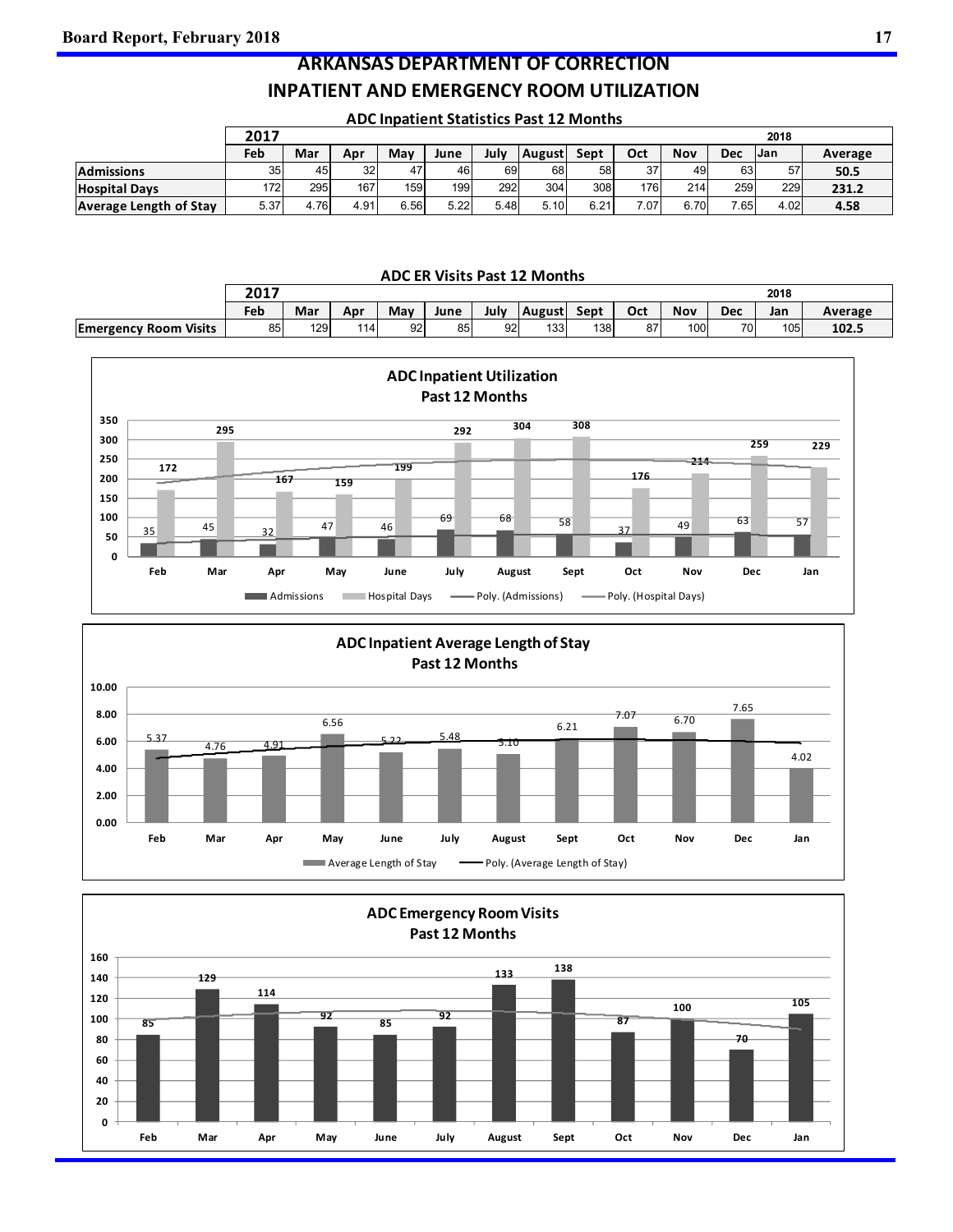# ARKANSAS DEPARTMENT OF CORRECTION
## INPATIENT AND EMERGENCY ROOM UTILIZATION

### ADC Inpatient Statistics Past 12 Months

| | 2017 | | | | | | | | | | | 2018 | |
|---|---|---|---|---|---|---|---|---|---|---|---|---|---|
| | Feb | Mar | Apr | May | June | July | August | Sept | Oct | Nov | Dec | Jan | Average |
| **Admissions** | 35 | 45 | 32 | 47 | 46 | 69 | 68 | 58 | 37 | 49 | 63 | 57 | **50.5** |
| **Hospital Days** | 172 | 295 | 167 | 159 | 199 | 292 | 304 | 308 | 176 | 214 | 259 | 229 | **231.2** |
| **Average Length of Stay** | 5.37 | 4.76 | 4.91 | 6.56 | 5.22 | 5.48 | 5.10 | 6.21 | 7.07 | 6.70 | 7.65 | 4.02 | **4.58** |

### ADC ER Visits Past 12 Months

| | 2017 | | | | | | | | | | | 2018 | |
|---|---|---|---|---|---|---|---|---|---|---|---|---|---|
| | Feb | Mar | Apr | May | June | July | August | Sept | Oct | Nov | Dec | Jan | Average |
| **Emergency Room Visits** | 85 | 129 | 114 | 92 | 85 | 92 | 133 | 138 | 87 | 100 | 70 | 105 | **102.5** |

**ADC Inpatient Utilization**
**Past 12 Months**

350
300
250
200
150
100
50
0

172 295 167 159 199 292 304 308 176 214 259 229
35 45 32 47 46 69 68 58 37 49 63 57

Feb Mar Apr May June July August Sept Oct Nov Dec Jan

Admissions  Hospital Days  Poly. (Admissions)  Poly. (Hospital Days)

**ADC Inpatient Average Length of Stay**
**Past 12 Months**

10.00
8.00
6.00
4.00
2.00
0.00

5.37 4.76 4.91 6.56 5.22 5.48 5.10 6.21 7.07 6.70 7.65 4.02

Feb Mar Apr May June July August Sept Oct Nov Dec Jan

Average Length of Stay  Poly. (Average Length of Stay)

**ADC Emergency Room Visits**
**Past 12 Months**

160
140
120
100
80
60
40
20
0

85 129 114 92 85 92 133 138 87 100 70 105

Feb Mar Apr May June July August Sept Oct Nov Dec Jan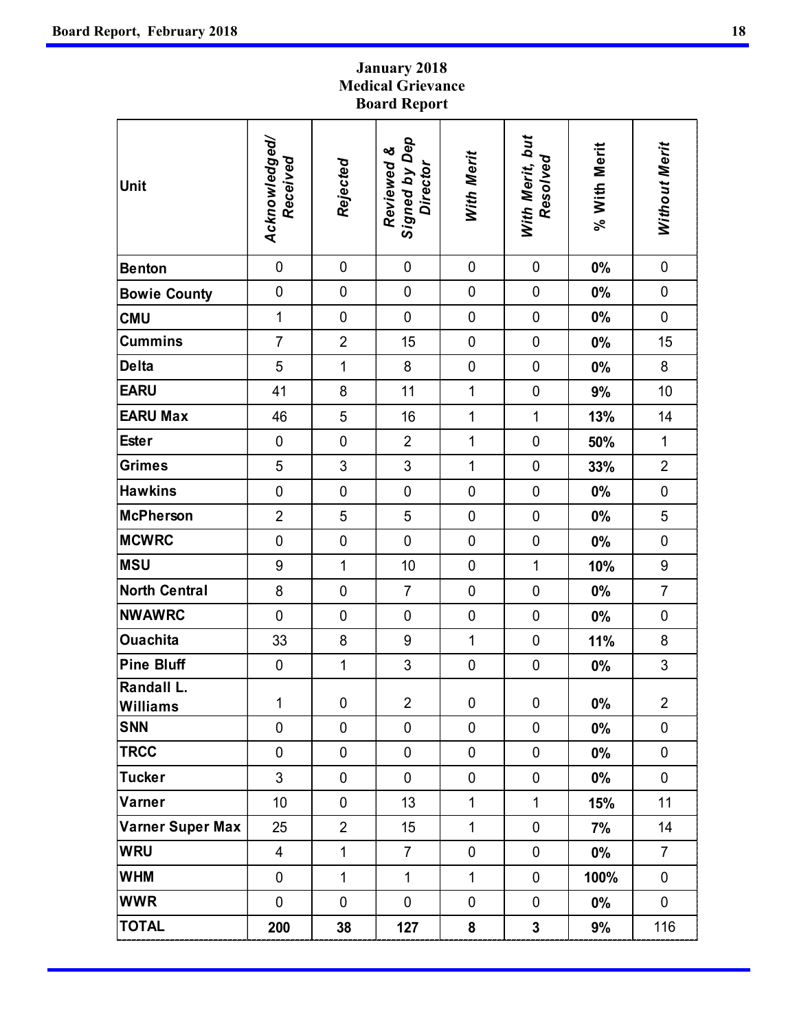# January 2018
# Medical Grievance
# Board Report

| Unit | Acknowledged/ Received | Rejected | Reviewed & Signed by Dep Director | With Merit | With Merit, but Resolved | % With Merit | Without Merit |
|---|---|---|---|---|---|---|---|
| Benton | 0 | 0 | 0 | 0 | 0 | 0% | 0 |
| Bowie County | 0 | 0 | 0 | 0 | 0 | 0% | 0 |
| CMU | 1 | 0 | 0 | 0 | 0 | 0% | 0 |
| Cummins | 7 | 2 | 15 | 0 | 0 | 0% | 15 |
| Delta | 5 | 1 | 8 | 0 | 0 | 0% | 8 |
| EARU | 41 | 8 | 11 | 1 | 0 | 9% | 10 |
| EARU Max | 46 | 5 | 16 | 1 | 1 | 13% | 14 |
| Ester | 0 | 0 | 2 | 1 | 0 | 50% | 1 |
| Grimes | 5 | 3 | 3 | 1 | 0 | 33% | 2 |
| Hawkins | 0 | 0 | 0 | 0 | 0 | 0% | 0 |
| McPherson | 2 | 5 | 5 | 0 | 0 | 0% | 5 |
| MCWRC | 0 | 0 | 0 | 0 | 0 | 0% | 0 |
| MSU | 9 | 1 | 10 | 0 | 1 | 10% | 9 |
| North Central | 8 | 0 | 7 | 0 | 0 | 0% | 7 |
| NWAWRC | 0 | 0 | 0 | 0 | 0 | 0% | 0 |
| Ouachita | 33 | 8 | 9 | 1 | 0 | 11% | 8 |
| Pine Bluff | 0 | 1 | 3 | 0 | 0 | 0% | 3 |
| Randall L. Williams | 1 | 0 | 2 | 0 | 0 | 0% | 2 |
| SNN | 0 | 0 | 0 | 0 | 0 | 0% | 0 |
| TRCC | 0 | 0 | 0 | 0 | 0 | 0% | 0 |
| Tucker | 3 | 0 | 0 | 0 | 0 | 0% | 0 |
| Varner | 10 | 0 | 13 | 1 | 1 | 15% | 11 |
| Varner Super Max | 25 | 2 | 15 | 1 | 0 | 7% | 14 |
| WRU | 4 | 1 | 7 | 0 | 0 | 0% | 7 |
| WHM | 0 | 1 | 1 | 1 | 0 | 100% | 0 |
| WWR | 0 | 0 | 0 | 0 | 0 | 0% | 0 |
| **TOTAL** | **200** | **38** | **127** | **8** | **3** | **9%** | 116 |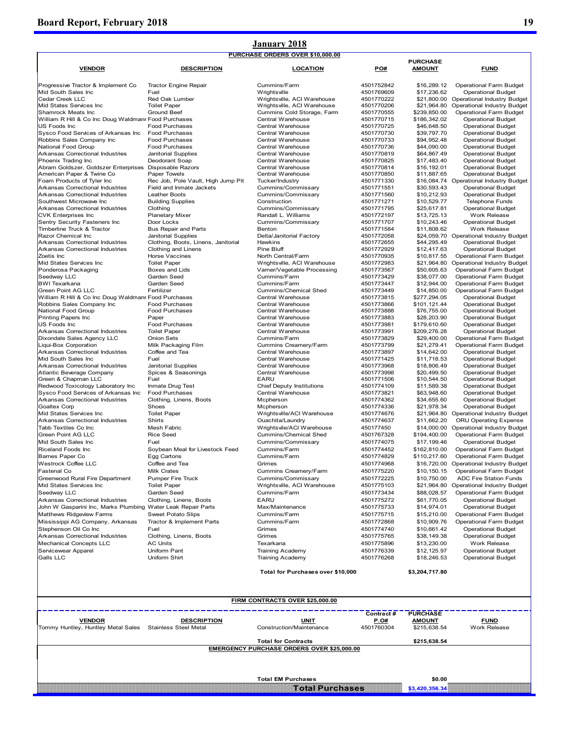## January 2018

**PURCHASE ORDERS OVER $10,000.00**

| VENDOR | DESCRIPTION | LOCATION | PO# | PURCHASE AMOUNT | FUND |
|---|---|---|---|---|---|
| Progressive Tractor & Implement Co | Tractor Engine Repair | Cummins/Farm | 4501752842 | $16,289.12 | Operational Farm Budget |
| Mid South Sales Inc | Fuel | Wrightsville | 4501769609 | $17,236.62 | Operational Budget |
| Cedar Creek LLC | Red Oak Lumber | Wrightsville, ACI Warehouse | 4501770222 | $21,800.00 | Operational Industry Budget |
| Mid States Services Inc | Toilet Paper | Wrightsville, ACI Warehouse | 4501770206 | $21,964.80 | Operational Industry Budget |
| Shamrock Meats Inc | Ground Beef | Cummins Cold Storage, Farm | 4501770555 | $239,850.00 | Operational Farm Budget |
| William R Hill & Co Inc Doug Waldmann | Food Purchases | Central Warehouse | 4501770715 | $186,342.02 | Operational Budget |
| US Foods Inc | Food Purchases | Central Warehouse | 4501770725 | $46,648.50 | Operational Budget |
| Sysco Food Services of Arkansas Inc | Food Purchases | Central Warehouse | 4501770730 | $39,797.70 | Operational Budget |
| Robbins Sales Company Inc | Food Purchases | Central Warehouse | 4501770733 | $94,952.48 | Operational Budget |
| National Food Group | Food Purchases | Central Warehouse | 4501770736 | $44,090.00 | Operational Budget |
| Arkansas Correctional Industries | Janitorial Supplies | Central Warehouse | 4501770819 | $64,867.49 | Operational Budget |
| Phoenix Trading Inc | Deodorant Soap | Central Warehouse | 4501770825 | $17,483.40 | Operational Budget |
| Abram Goldszer, Goldszer Enterprises | Disposable Razors | Central Warehouse | 4501770814 | $16,192.01 | Operational Budget |
| American Paper & Twine Co | Paper Towels | Central Warehouse | 4501770850 | $11,887.65 | Operational Budget |
| Foam Products of Tyler Inc | Rec Job, Pole Vault, High Jump Pit | Tucker/Industry | 4501771330 | $16,084.74 | Operational Industry Budget |
| Arkansas Correctional Industries | Field and Inmate Jackets | Cummins/Commissary | 4501771551 | $30,593.43 | Operational Budget |
| Arkansas Correctional Industries | Leather Boots | Cummins/Commissary | 4501771560 | $10,212.93 | Operational Budget |
| Southwest Microwave Inc | Building Supplies | Construction | 4501771271 | $10,529.77 | Telephone Funds |
| Arkansas Correctional Industries | Clothing | Cummins/Commissary | 4501771795 | $25,617.81 | Operational Budget |
| CVK Enterprises Inc | Planetary Mixer | Randall L. Williams | 4501772197 | $13,725.13 | Work Release |
| Sentry Security Fasteners Inc | Door Locks | Cummins/Commissary | 4501771707 | $10,243.46 | Operational Budget |
| Timberline Truck & Tractor | Bus Repair and Parts | Benton | 4501771584 | $11,808.62 | Work Release |
| Razor Chemical Inc | Janitorial Supplies | Delta/Janitorial Factory | 4501772058 | $24,059.70 | Operational Industry Budget |
| Arkansas Correctional Industries | Clothing, Boots, Linens, Janitorial | Hawkins | 4501772655 | $44,295.49 | Operational Budget |
| Arkansas Correctional Industries | Clothing and Linens | Pine Bluff | 4501772929 | $12,417.63 | Operational Budget |
| Zoetis Inc | Horse Vaccines | North Central/Farm | 4501770935 | $10,817.55 | Operational Farm Budget |
| Mid States Services Inc | Toilet Paper | Wrightsville, ACI Warehouse | 4501772983 | $21,964.80 | Operational Industry Budget |
| Ponderosa Packaging | Boxes and Lids | Varner/Vegetable Processing | 4501773567 | $50,605.63 | Operational Farm Budget |
| Seedway LLC | Garden Seed | Cummins/Farm | 4501773429 | $38,077.00 | Operational Farm Budget |
| BWI Texarkana | Garden Seed | Cummins/Farm | 4501773447 | $12,944.00 | Operational Farm Budget |
| Green Point AG LLC | Fertilizer | Cummins/Chemical Shed | 4501773449 | $14,850.00 | Operational Farm Budget |
| William R Hill & Co Inc Doug Waldmann | Food Purchases | Central Warehouse | 4501773815 | $277,294.05 | Operational Budget |
| Robbins Sales Company Inc | Food Purchases | Central Warehouse | 4501773866 | $101,121.44 | Operational Budget |
| National Food Group | Food Purchases | Central Warehouse | 4501773888 | $76,755.00 | Operational Budget |
| Printing Papers Inc | Paper | Central Warehouse | 4501773883 | $28,203.90 | Operational Budget |
| US Foods Inc | Food Purchases | Central Warehouse | 4501773981 | $179,610.60 | Operational Budget |
| Arkansas Correctional Industries | Toilet Paper | Central Warehouse | 4501773991 | $209,276.28 | Operational Budget |
| Dixondale Sales Agency LLC | Onion Sets | Cummins/Farm | 4501773829 | $29,400.00 | Operational Farm Budget |
| Liqui-Box Corporation | Milk Packaging Film | Cummins Creamery/Farm | 4501773799 | $21,279.41 | Operational Farm Budget |
| Arkansas Correctional Industries | Coffee and Tea | Central Warehouse | 4501773897 | $14,642.00 | Operational Budget |
| Mid South Sales Inc | Fuel | Central Warehouse | 4501771425 | $11,718.53 | Operational Budget |
| Arkansas Correctional Industries | Janitorial Supplies | Central Warehouse | 4501773968 | $18,806.49 | Operational Budget |
| Atlantic Beverage Company | Spices & Seasonings | Central Warehouse | 4501773998 | $20,499.50 | Operational Budget |
| Green & Chapman LLC | Fuel | EARU | 4501771506 | $10,544.50 | Operational Budget |
| Redwood Toxicology Laboratory Inc | Inmate Drug Test | Chief Deputy Institutions | 4501774109 | $11,589.38 | Operational Budget |
| Sysco Food Services of Arkansas Inc | Food Purchases | Central Warehouse | 4501773821 | $63,948.60 | Operational Budget |
| Arkansas Correctional Industries | Clothing, Linens, Boots | Mcpherson | 4501774362 | $34,655.60 | Operational Budget |
| Goaltex Corp | Shoes | Mcpherson | 4501774336 | $21,978.34 | Operational Budget |
| Mid States Services Inc | Toilet Paper | Wrightsville/ACI Warehouse | 4501774676 | $21,964.80 | Operational Industry Budget |
| Arkansas Correctional Industries | Shirts | Ouachita/Laundry | 4501774637 | $11,662.20 | ORU Operating Expense |
| Tabb Textiles Co Inc | Mesh Fabric | Wrightsvile/ACI Warehouse | 450177450 | $14,000.00 | Operational Industry Budget |
| Green Point AG LLC | Rice Seed | Cummins/Chemical Shed | 4501767328 | $194,400.00 | Operational Farm Budget |
| Mid South Sales Inc | Fuel | Cummins/Commissary | 4501774075 | $17,199.46 | Operational Budget |
| Riceland Foods Inc | Soybean Meal for Livestock Feed | Cummins/Farm | 4501774452 | $162,810.00 | Operational Farm Budget |
| Barnes Paper Co | Egg Cartons | Cummins/Farm | 4501774829 | $110,217.60 | Operational Farm Budget |
| Westrock Coffee LLC | Coffee and Tea | Grimes | 4501774968 | $16,720.00 | Operational Industry Budget |
| Fastenal Co | Milk Crates | Cummins Creamery/Farm | 4501775220 | $10,150.15 | Operational Farm Budget |
| Greenwood Rural Fire Department | Pumper Fire Truck | Cummins/Commissary | 4501772225 | $10,750.00 | ADC Fire Station Funds |
| Mid States Services Inc | Toilet Paper | Wrightsville, ACI Warehouse | 4501775103 | $21,964.80 | Operational Industry Budget |
| Seedway LLC | Garden Seed | Cummins/Farm | 4501773434 | $88,028.57 | Operational Farm Budget |
| Arkansas Correctional Industries | Clothing, Linens, Boots | EARU | 4501775272 | $61,770.05 | Operational Budget |
| John W Gasparini Inc, Marks Plumbing | Water Leak Repair Parts | Max/Maintenance | 4501775733 | $14,974.01 | Operational Budget |
| Matthews Ridgeview Farms | Sweet Potato Slips | Cummins/Farm | 4501775715 | $15,210.00 | Operational Farm Budget |
| Mississippi AG Company, Arkansas | Tractor & Implement Parts | Cummins/Farm | 4501772868 | $10,909.76 | Operational Farm Budget |
| Stephenson Oil Co Inc | Fuel | Grimes | 4501774740 | $10,661.42 | Operational Budget |
| Arkansas Correctional Industries | Clothing, Linens, Boots | Grimes | 4501775765 | $38,149.38 | Operational Budget |
| Mechanical Concepts LLC | AC Units | Texarkana | 4501775896 | $13,230.00 | Work Release |
| Servicewear Apparel | Uniform Pant | Training Academy | 4501776339 | $12,125.97 | Operational Budget |
| Galls LLC | Uniform Shirt | Training Academy | 4501776268 | $18,246.53 | Operational Budget |
| | | Total for Purchases over $10,000 | | $3,204,717.80 | |

**FIRM CONTRACTS OVER $25,000.00**

| VENDOR | DESCRIPTION | UNIT | Contract # P.O# | PURCHASE AMOUNT | FUND |
|---|---|---|---|---|---|
| Tommy Huntley, Huntley Metal Sales | Stainless Steel Metal | Construction/Maintenance | 4501760304 | $215,638.54 | Work Release |
| | | Total for Contracts | | $215,638.54 | |

**EMERGENCY PURCHASE ORDERS OVER $25,000.00**

| | | | | | |
|---|---|---|---|---|---|
| | | Total EM Purchases | | $0.00 | |
| | | **Total Purchases** | | $3,420,356.34 | |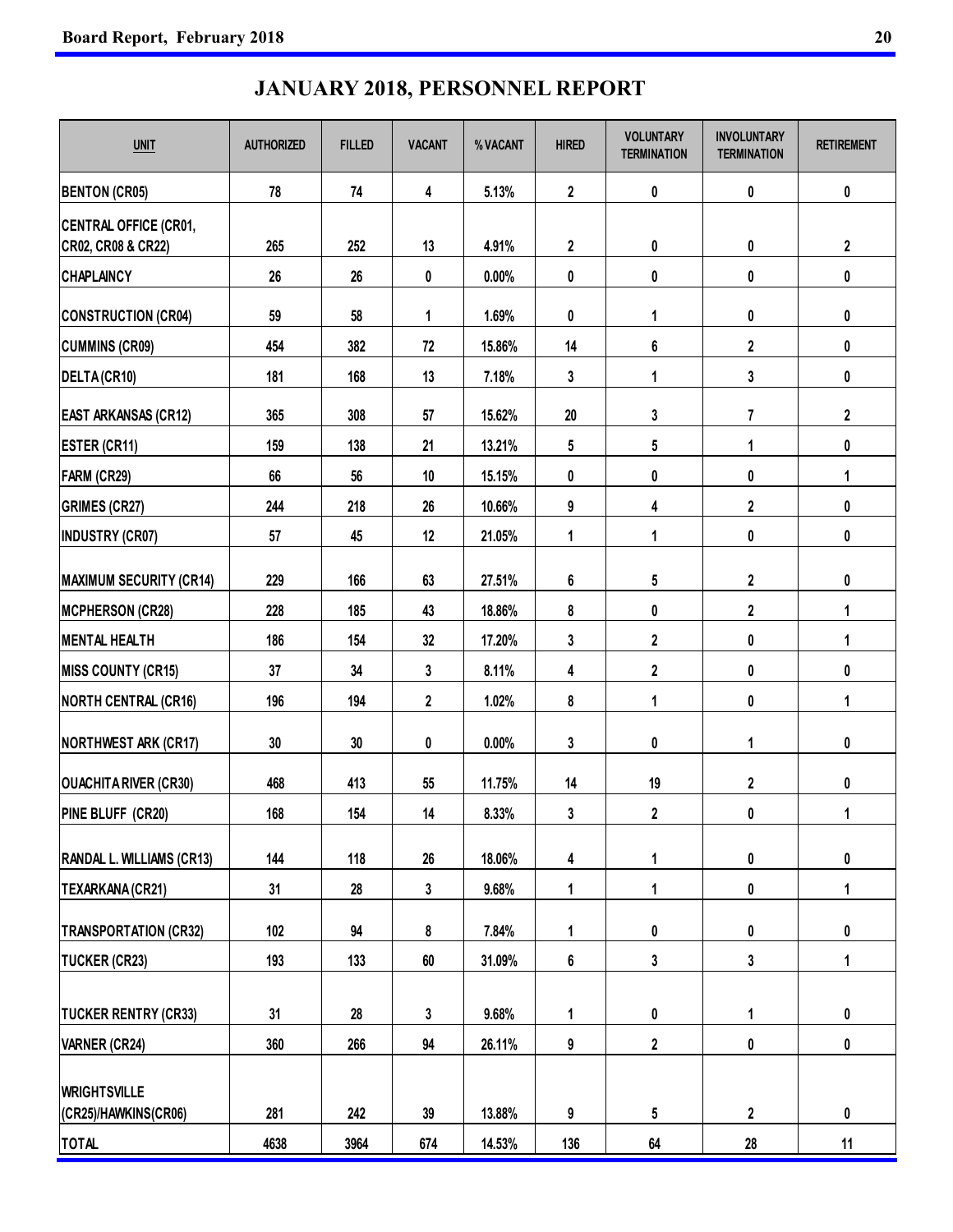## JANUARY 2018, PERSONNEL REPORT

| UNIT | AUTHORIZED | FILLED | VACANT | % VACANT | HIRED | VOLUNTARY TERMINATION | INVOLUNTARY TERMINATION | RETIREMENT |
|---|---|---|---|---|---|---|---|---|
| BENTON (CR05) | 78 | 74 | 4 | 5.13% | 2 | 0 | 0 | 0 |
| CENTRAL OFFICE (CR01, CR02, CR08 & CR22) | 265 | 252 | 13 | 4.91% | 2 | 0 | 0 | 2 |
| CHAPLAINCY | 26 | 26 | 0 | 0.00% | 0 | 0 | 0 | 0 |
| CONSTRUCTION (CR04) | 59 | 58 | 1 | 1.69% | 0 | 1 | 0 | 0 |
| CUMMINS (CR09) | 454 | 382 | 72 | 15.86% | 14 | 6 | 2 | 0 |
| DELTA (CR10) | 181 | 168 | 13 | 7.18% | 3 | 1 | 3 | 0 |
| EAST ARKANSAS (CR12) | 365 | 308 | 57 | 15.62% | 20 | 3 | 7 | 2 |
| ESTER (CR11) | 159 | 138 | 21 | 13.21% | 5 | 5 | 1 | 0 |
| FARM (CR29) | 66 | 56 | 10 | 15.15% | 0 | 0 | 0 | 1 |
| GRIMES (CR27) | 244 | 218 | 26 | 10.66% | 9 | 4 | 2 | 0 |
| INDUSTRY (CR07) | 57 | 45 | 12 | 21.05% | 1 | 1 | 0 | 0 |
| MAXIMUM SECURITY (CR14) | 229 | 166 | 63 | 27.51% | 6 | 5 | 2 | 0 |
| MCPHERSON (CR28) | 228 | 185 | 43 | 18.86% | 8 | 0 | 2 | 1 |
| MENTAL HEALTH | 186 | 154 | 32 | 17.20% | 3 | 2 | 0 | 1 |
| MISS COUNTY (CR15) | 37 | 34 | 3 | 8.11% | 4 | 2 | 0 | 0 |
| NORTH CENTRAL (CR16) | 196 | 194 | 2 | 1.02% | 8 | 1 | 0 | 1 |
| NORTHWEST ARK (CR17) | 30 | 30 | 0 | 0.00% | 3 | 0 | 1 | 0 |
| OUACHITA RIVER (CR30) | 468 | 413 | 55 | 11.75% | 14 | 19 | 2 | 0 |
| PINE BLUFF (CR20) | 168 | 154 | 14 | 8.33% | 3 | 2 | 0 | 1 |
| RANDAL L. WILLIAMS (CR13) | 144 | 118 | 26 | 18.06% | 4 | 1 | 0 | 0 |
| TEXARKANA (CR21) | 31 | 28 | 3 | 9.68% | 1 | 1 | 0 | 1 |
| TRANSPORTATION (CR32) | 102 | 94 | 8 | 7.84% | 1 | 0 | 0 | 0 |
| TUCKER (CR23) | 193 | 133 | 60 | 31.09% | 6 | 3 | 3 | 1 |
| TUCKER RENTRY (CR33) | 31 | 28 | 3 | 9.68% | 1 | 0 | 1 | 0 |
| VARNER (CR24) | 360 | 266 | 94 | 26.11% | 9 | 2 | 0 | 0 |
| WRIGHTSVILLE (CR25)/HAWKINS(CR06) | 281 | 242 | 39 | 13.88% | 9 | 5 | 2 | 0 |
| TOTAL | 4638 | 3964 | 674 | 14.53% | 136 | 64 | 28 | 11 |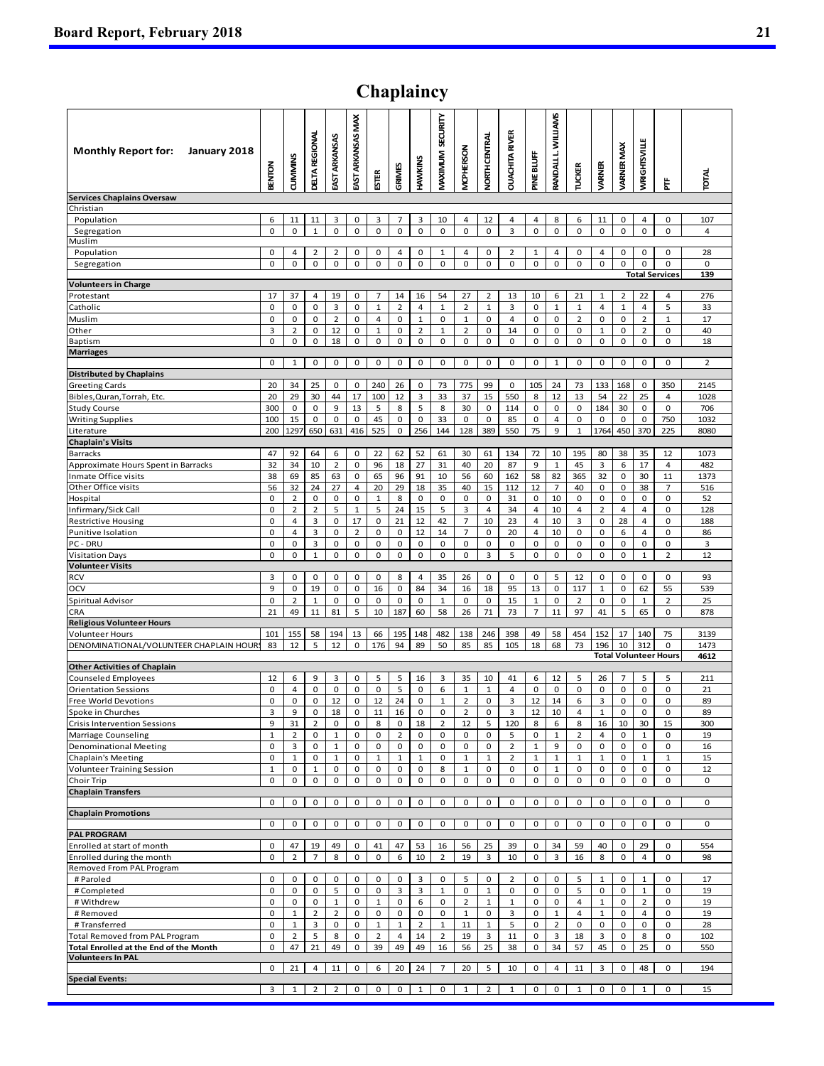# Chaplaincy

| Monthly Report for: January 2018 | BENTON | CUMMINS | DELTA REGIONAL | EAST ARKANSAS | EAST ARKANSAS MAX | ESTER | GRIMES | HAWKINS | MAXIMUM SECURITY | MCPHERSON | NORTH CENTRAL | OUACHITA RIVER | PINE BLUFF | RANDALL L. WILLIAMS | TUCKER | VARNER | VARNER MAX | WRIGHTSVILLE | PTF | TOTAL |
|---|---|---|---|---|---|---|---|---|---|---|---|---|---|---|---|---|---|---|---|---|
| **Services Chaplains Oversaw** | | | | | | | | | | | | | | | | | | | | |
| Christian | | | | | | | | | | | | | | | | | | | | |
| Population | 6 | 11 | 11 | 3 | 0 | 3 | 7 | 3 | 10 | 4 | 12 | 4 | 4 | 8 | 6 | 11 | 0 | 4 | 0 | 107 |
| Segregation | 0 | 0 | 1 | 0 | 0 | 0 | 0 | 0 | 0 | 0 | 0 | 3 | 0 | 0 | 0 | 0 | 0 | 0 | 0 | 4 |
| Muslim | | | | | | | | | | | | | | | | | | | | |
| Population | 0 | 4 | 2 | 2 | 0 | 0 | 4 | 0 | 1 | 4 | 0 | 2 | 1 | 4 | 0 | 4 | 0 | 0 | 0 | 28 |
| Segregation | 0 | 0 | 0 | 0 | 0 | 0 | 0 | 0 | 0 | 0 | 0 | 0 | 0 | 0 | 0 | 0 | 0 | 0 | 0 | 0 |
| | | | | | | | | | | | | | | | | | | | **Total Services** | **139** |
| **Volunteers in Charge** | | | | | | | | | | | | | | | | | | | | |
| Protestant | 17 | 37 | 4 | 19 | 0 | 7 | 14 | 16 | 54 | 27 | 2 | 13 | 10 | 6 | 21 | 1 | 2 | 22 | 4 | 276 |
| Catholic | 0 | 0 | 0 | 3 | 0 | 1 | 2 | 4 | 1 | 2 | 1 | 3 | 0 | 1 | 1 | 4 | 1 | 4 | 5 | 33 |
| Muslim | 0 | 0 | 0 | 2 | 0 | 4 | 0 | 1 | 0 | 1 | 0 | 4 | 0 | 0 | 2 | 0 | 0 | 2 | 1 | 17 |
| Other | 3 | 2 | 0 | 12 | 0 | 1 | 0 | 2 | 1 | 2 | 0 | 14 | 0 | 0 | 0 | 1 | 0 | 2 | 0 | 40 |
| Baptism | 0 | 0 | 0 | 18 | 0 | 0 | 0 | 0 | 0 | 0 | 0 | 0 | 0 | 0 | 0 | 0 | 0 | 0 | 0 | 18 |
| **Marriages** | | | | | | | | | | | | | | | | | | | | |
| | 0 | 1 | 0 | 0 | 0 | 0 | 0 | 0 | 0 | 0 | 0 | 0 | 0 | 1 | 0 | 0 | 0 | 0 | 0 | 2 |
| **Distributed by Chaplains** | | | | | | | | | | | | | | | | | | | | |
| Greeting Cards | 20 | 34 | 25 | 0 | 0 | 240 | 26 | 0 | 73 | 775 | 99 | 0 | 105 | 24 | 73 | 133 | 168 | 0 | 350 | 2145 |
| Bibles,Quran,Torrah, Etc. | 20 | 29 | 30 | 44 | 17 | 100 | 12 | 3 | 33 | 37 | 15 | 550 | 8 | 12 | 13 | 54 | 22 | 25 | 4 | 1028 |
| Study Course | 300 | 0 | 0 | 9 | 13 | 5 | 8 | 5 | 8 | 30 | 0 | 114 | 0 | 0 | 0 | 184 | 30 | 0 | 0 | 706 |
| Writing Supplies | 100 | 15 | 0 | 0 | 0 | 45 | 0 | 0 | 33 | 0 | 0 | 85 | 0 | 4 | 0 | 0 | 0 | 0 | 750 | 1032 |
| Literature | 200 | 1297 | 650 | 631 | 416 | 525 | 0 | 256 | 144 | 128 | 389 | 550 | 75 | 9 | 1 | 1764 | 450 | 370 | 225 | 8080 |
| **Chaplain's Visits** | | | | | | | | | | | | | | | | | | | | |
| Barracks | 47 | 92 | 64 | 6 | 0 | 22 | 62 | 52 | 61 | 30 | 61 | 134 | 72 | 10 | 195 | 80 | 38 | 35 | 12 | 1073 |
| Approximate Hours Spent in Barracks | 32 | 34 | 10 | 2 | 0 | 96 | 18 | 27 | 31 | 40 | 20 | 87 | 9 | 1 | 45 | 3 | 6 | 17 | 4 | 482 |
| Inmate Office visits | 38 | 69 | 85 | 63 | 0 | 65 | 96 | 91 | 10 | 56 | 60 | 162 | 58 | 82 | 365 | 32 | 0 | 30 | 11 | 1373 |
| Other Office visits | 56 | 32 | 24 | 27 | 4 | 20 | 29 | 18 | 35 | 40 | 15 | 112 | 12 | 7 | 40 | 0 | 0 | 38 | 7 | 516 |
| Hospital | 0 | 2 | 0 | 0 | 0 | 1 | 8 | 0 | 0 | 0 | 0 | 31 | 0 | 10 | 0 | 0 | 0 | 0 | 0 | 52 |
| Infirmary/Sick Call | 0 | 2 | 2 | 5 | 1 | 5 | 24 | 15 | 5 | 3 | 4 | 34 | 4 | 10 | 4 | 2 | 4 | 4 | 0 | 128 |
| Restrictive Housing | 0 | 4 | 3 | 0 | 17 | 0 | 21 | 12 | 42 | 7 | 10 | 23 | 4 | 10 | 3 | 0 | 28 | 4 | 0 | 188 |
| Punitive Isolation | 0 | 4 | 3 | 0 | 2 | 0 | 0 | 12 | 14 | 7 | 0 | 20 | 4 | 10 | 0 | 0 | 6 | 4 | 0 | 86 |
| PC - DRU | 0 | 0 | 3 | 0 | 0 | 0 | 0 | 0 | 0 | 0 | 0 | 0 | 0 | 0 | 0 | 0 | 0 | 0 | 0 | 3 |
| Visitation Days | 0 | 0 | 1 | 0 | 0 | 0 | 0 | 0 | 0 | 0 | 3 | 5 | 0 | 0 | 0 | 0 | 0 | 1 | 2 | 12 |
| **Volunteer Visits** | | | | | | | | | | | | | | | | | | | | |
| RCV | 3 | 0 | 0 | 0 | 0 | 0 | 8 | 4 | 35 | 26 | 0 | 0 | 0 | 5 | 12 | 0 | 0 | 0 | 0 | 93 |
| OCV | 9 | 0 | 19 | 0 | 0 | 16 | 0 | 84 | 34 | 16 | 18 | 95 | 13 | 0 | 117 | 1 | 0 | 62 | 55 | 539 |
| Spiritual Advisor | 0 | 2 | 1 | 0 | 0 | 0 | 0 | 0 | 1 | 0 | 0 | 15 | 1 | 0 | 2 | 0 | 0 | 1 | 2 | 25 |
| CRA | 21 | 49 | 11 | 81 | 5 | 10 | 187 | 60 | 58 | 26 | 71 | 73 | 7 | 11 | 97 | 41 | 5 | 65 | 0 | 878 |
| **Religious Volunteer Hours** | | | | | | | | | | | | | | | | | | | | |
| Volunteer Hours | 101 | 155 | 58 | 194 | 13 | 66 | 195 | 148 | 482 | 138 | 246 | 398 | 49 | 58 | 454 | 152 | 17 | 140 | 75 | 3139 |
| DENOMINATIONAL/VOLUNTEER CHAPLAIN HOURS | 83 | 12 | 5 | 12 | 0 | 176 | 94 | 89 | 50 | 85 | 85 | 105 | 18 | 68 | 73 | 196 | 10 | 312 | 0 | 1473 |
| | | | | | | | | | | | | | | | | | **Total Volunteer Hours** | | | **4612** |
| **Other Activities of Chaplain** | | | | | | | | | | | | | | | | | | | | |
| Counseled Employees | 12 | 6 | 9 | 3 | 0 | 5 | 5 | 16 | 3 | 35 | 10 | 41 | 6 | 12 | 5 | 26 | 7 | 5 | 5 | 211 |
| Orientation Sessions | 0 | 4 | 0 | 0 | 0 | 0 | 5 | 0 | 6 | 1 | 1 | 4 | 0 | 0 | 0 | 0 | 0 | 0 | 0 | 21 |
| Free World Devotions | 0 | 0 | 0 | 12 | 0 | 12 | 24 | 0 | 1 | 2 | 0 | 3 | 12 | 14 | 6 | 3 | 0 | 0 | 0 | 89 |
| Spoke in Churches | 3 | 9 | 0 | 18 | 0 | 11 | 16 | 0 | 0 | 2 | 0 | 3 | 12 | 10 | 4 | 1 | 0 | 0 | 0 | 89 |
| Crisis Intervention Sessions | 9 | 31 | 2 | 0 | 0 | 8 | 0 | 18 | 2 | 12 | 5 | 120 | 8 | 6 | 8 | 16 | 10 | 30 | 15 | 300 |
| Marriage Counseling | 1 | 2 | 0 | 1 | 0 | 0 | 2 | 0 | 0 | 0 | 0 | 5 | 0 | 1 | 2 | 4 | 0 | 1 | 0 | 19 |
| Denominational Meeting | 0 | 3 | 0 | 1 | 0 | 0 | 0 | 0 | 0 | 0 | 0 | 2 | 1 | 9 | 0 | 0 | 0 | 0 | 0 | 16 |
| Chaplain's Meeting | 0 | 1 | 0 | 1 | 0 | 1 | 1 | 1 | 0 | 1 | 1 | 2 | 1 | 1 | 1 | 1 | 0 | 1 | 1 | 15 |
| Volunteer Training Session | 1 | 0 | 1 | 0 | 0 | 0 | 0 | 0 | 8 | 1 | 0 | 0 | 0 | 1 | 0 | 0 | 0 | 0 | 0 | 12 |
| Choir Trip | 0 | 0 | 0 | 0 | 0 | 0 | 0 | 0 | 0 | 0 | 0 | 0 | 0 | 0 | 0 | 0 | 0 | 0 | 0 | 0 |
| **Chaplain Transfers** | | | | | | | | | | | | | | | | | | | | |
| | 0 | 0 | 0 | 0 | 0 | 0 | 0 | 0 | 0 | 0 | 0 | 0 | 0 | 0 | 0 | 0 | 0 | 0 | 0 | 0 |
| **Chaplain Promotions** | | | | | | | | | | | | | | | | | | | | |
| | 0 | 0 | 0 | 0 | 0 | 0 | 0 | 0 | 0 | 0 | 0 | 0 | 0 | 0 | 0 | 0 | 0 | 0 | 0 | 0 |
| **PAL PROGRAM** | | | | | | | | | | | | | | | | | | | | |
| Enrolled at start of month | 0 | 47 | 19 | 49 | 0 | 41 | 47 | 53 | 16 | 56 | 25 | 39 | 0 | 34 | 59 | 40 | 0 | 29 | 0 | 554 |
| Enrolled during the month | 0 | 2 | 7 | 8 | 0 | 0 | 6 | 10 | 2 | 19 | 3 | 10 | 0 | 3 | 16 | 8 | 0 | 4 | 0 | 98 |
| Removed From PAL Program | | | | | | | | | | | | | | | | | | | | |
| # Paroled | 0 | 0 | 0 | 0 | 0 | 0 | 0 | 3 | 0 | 5 | 0 | 2 | 0 | 0 | 5 | 1 | 0 | 1 | 0 | 17 |
| # Completed | 0 | 0 | 0 | 5 | 0 | 0 | 3 | 3 | 1 | 0 | 1 | 0 | 0 | 0 | 5 | 0 | 0 | 1 | 0 | 19 |
| # Withdrew | 0 | 0 | 0 | 1 | 0 | 1 | 0 | 6 | 0 | 2 | 1 | 1 | 0 | 0 | 4 | 1 | 0 | 2 | 0 | 19 |
| # Removed | 0 | 1 | 2 | 2 | 0 | 0 | 0 | 0 | 0 | 1 | 0 | 3 | 0 | 1 | 4 | 1 | 0 | 4 | 0 | 19 |
| # Transferred | 0 | 1 | 3 | 0 | 0 | 1 | 1 | 2 | 1 | 11 | 1 | 5 | 0 | 2 | 0 | 0 | 0 | 0 | 0 | 28 |
| Total Removed from PAL Program | 0 | 2 | 5 | 8 | 0 | 2 | 4 | 14 | 2 | 19 | 3 | 11 | 0 | 3 | 18 | 3 | 0 | 8 | 0 | 102 |
| **Total Enrolled at the End of the Month** | 0 | 47 | 21 | 49 | 0 | 39 | 49 | 49 | 16 | 56 | 25 | 38 | 0 | 34 | 57 | 45 | 0 | 25 | 0 | 550 |
| **Volunteers In PAL** | | | | | | | | | | | | | | | | | | | | |
| | 0 | 21 | 4 | 11 | 0 | 6 | 20 | 24 | 7 | 20 | 5 | 10 | 0 | 4 | 11 | 3 | 0 | 48 | 0 | 194 |
| **Special Events:** | | | | | | | | | | | | | | | | | | | | |
| | 3 | 1 | 2 | 2 | 0 | 0 | 0 | 1 | 0 | 1 | 2 | 1 | 0 | 0 | 1 | 0 | 0 | 1 | 0 | 15 |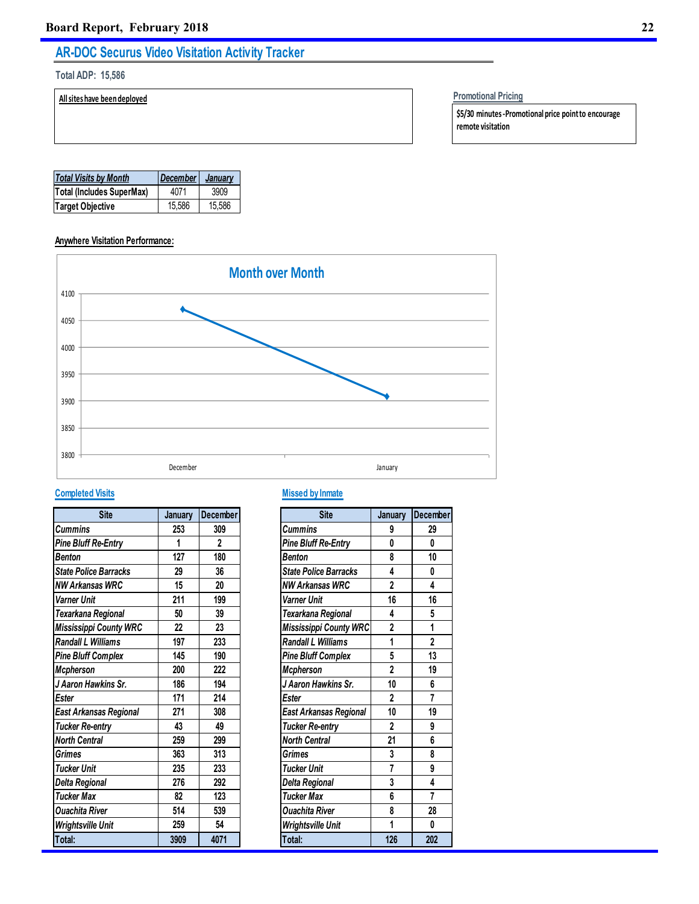## AR-DOC Securus Video Visitation Activity Tracker

Total ADP: 15,586

**All sites have been deployed**

**Promotional Pricing**

$5/30 minutes -Promotional price point to encourage remote visitation

| *Total Visits by Month* | *December* | *January* |
|---|---|---|
| Total (Includes SuperMax) | 4071 | 3909 |
| Target Objective | 15,586 | 15,586 |

**Anywhere Visitation Performance:**

Month over Month

4100
4050
4000
3950
3900
3850
3800

December
January

**Completed Visits**

| Site | January | December |
|---|---|---|
| *Cummins* | 253 | 309 |
| *Pine Bluff Re-Entry* | 1 | 2 |
| *Benton* | 127 | 180 |
| *State Police Barracks* | 29 | 36 |
| *NW Arkansas WRC* | 15 | 20 |
| *Varner Unit* | 211 | 199 |
| *Texarkana Regional* | 50 | 39 |
| *Mississippi County WRC* | 22 | 23 |
| *Randall L Williams* | 197 | 233 |
| *Pine Bluff Complex* | 145 | 190 |
| *Mcpherson* | 200 | 222 |
| *J Aaron Hawkins Sr.* | 186 | 194 |
| *Ester* | 171 | 214 |
| *East Arkansas Regional* | 271 | 308 |
| *Tucker Re-entry* | 43 | 49 |
| *North Central* | 259 | 299 |
| *Grimes* | 363 | 313 |
| *Tucker Unit* | 235 | 233 |
| *Delta Regional* | 276 | 292 |
| *Tucker Max* | 82 | 123 |
| *Ouachita River* | 514 | 539 |
| *Wrightsville Unit* | 259 | 54 |
| Total: | 3909 | 4071 |

**Missed by Inmate**

| Site | January | December |
|---|---|---|
| *Cummins* | 9 | 29 |
| *Pine Bluff Re-Entry* | 0 | 0 |
| *Benton* | 8 | 10 |
| *State Police Barracks* | 4 | 0 |
| *NW Arkansas WRC* | 2 | 4 |
| *Varner Unit* | 16 | 16 |
| *Texarkana Regional* | 4 | 5 |
| *Mississippi County WRC* | 2 | 1 |
| *Randall L Williams* | 1 | 2 |
| *Pine Bluff Complex* | 5 | 13 |
| *Mcpherson* | 2 | 19 |
| *J Aaron Hawkins Sr.* | 10 | 6 |
| *Ester* | 2 | 7 |
| *East Arkansas Regional* | 10 | 19 |
| *Tucker Re-entry* | 2 | 9 |
| *North Central* | 21 | 6 |
| *Grimes* | 3 | 8 |
| *Tucker Unit* | 7 | 9 |
| *Delta Regional* | 3 | 4 |
| *Tucker Max* | 6 | 7 |
| *Ouachita River* | 8 | 28 |
| *Wrightsville Unit* | 1 | 0 |
| Total: | 126 | 202 |